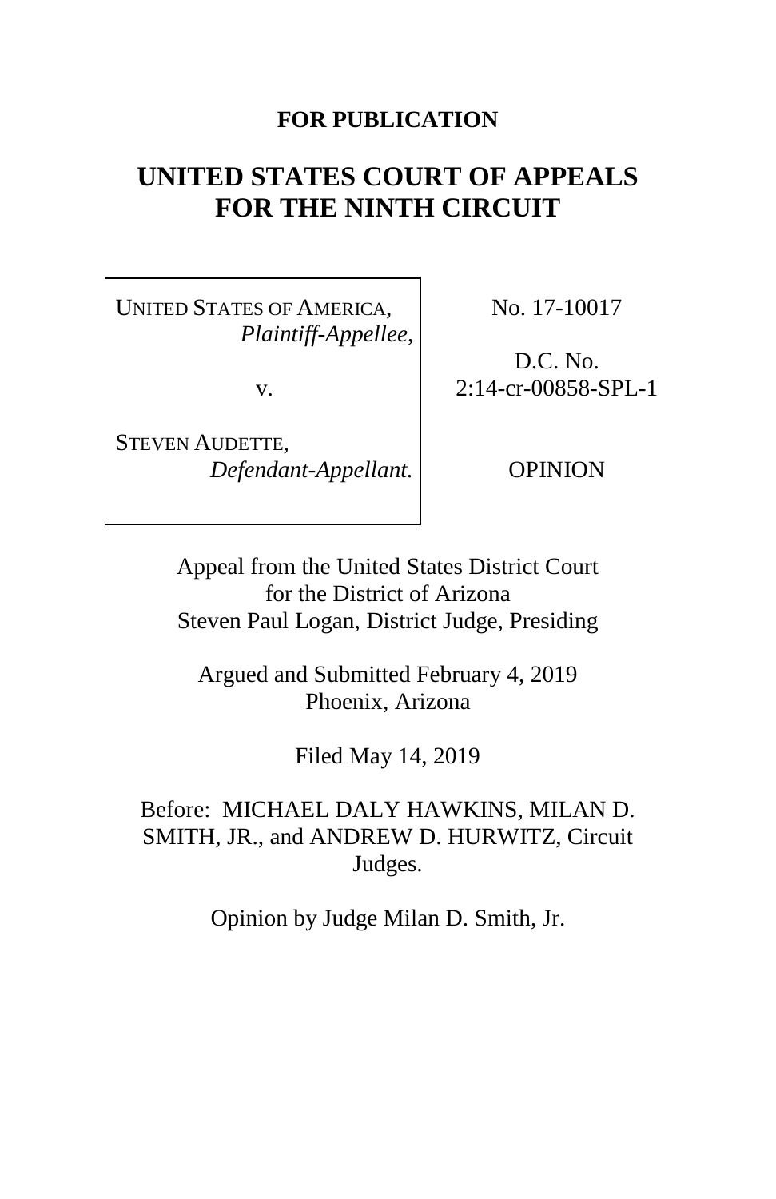**FOR PUBLICATION**

# UNITED STATES COURT OF APPEALS FOR THE NINTH CIRCUIT

| | |
|---|---|
| UNITED STATES OF AMERICA, *Plaintiff-Appellee*, v. STEVEN AUDETTE, *Defendant-Appellant.* | No. 17-10017<br><br>D.C. No. 2:14-cr-00858-SPL-1<br><br>OPINION |

Appeal from the United States District Court for the District of Arizona
Steven Paul Logan, District Judge, Presiding

Argued and Submitted February 4, 2019
Phoenix, Arizona

Filed May 14, 2019

Before: MICHAEL DALY HAWKINS, MILAN D. SMITH, JR., and ANDREW D. HURWITZ, Circuit Judges.

Opinion by Judge Milan D. Smith, Jr.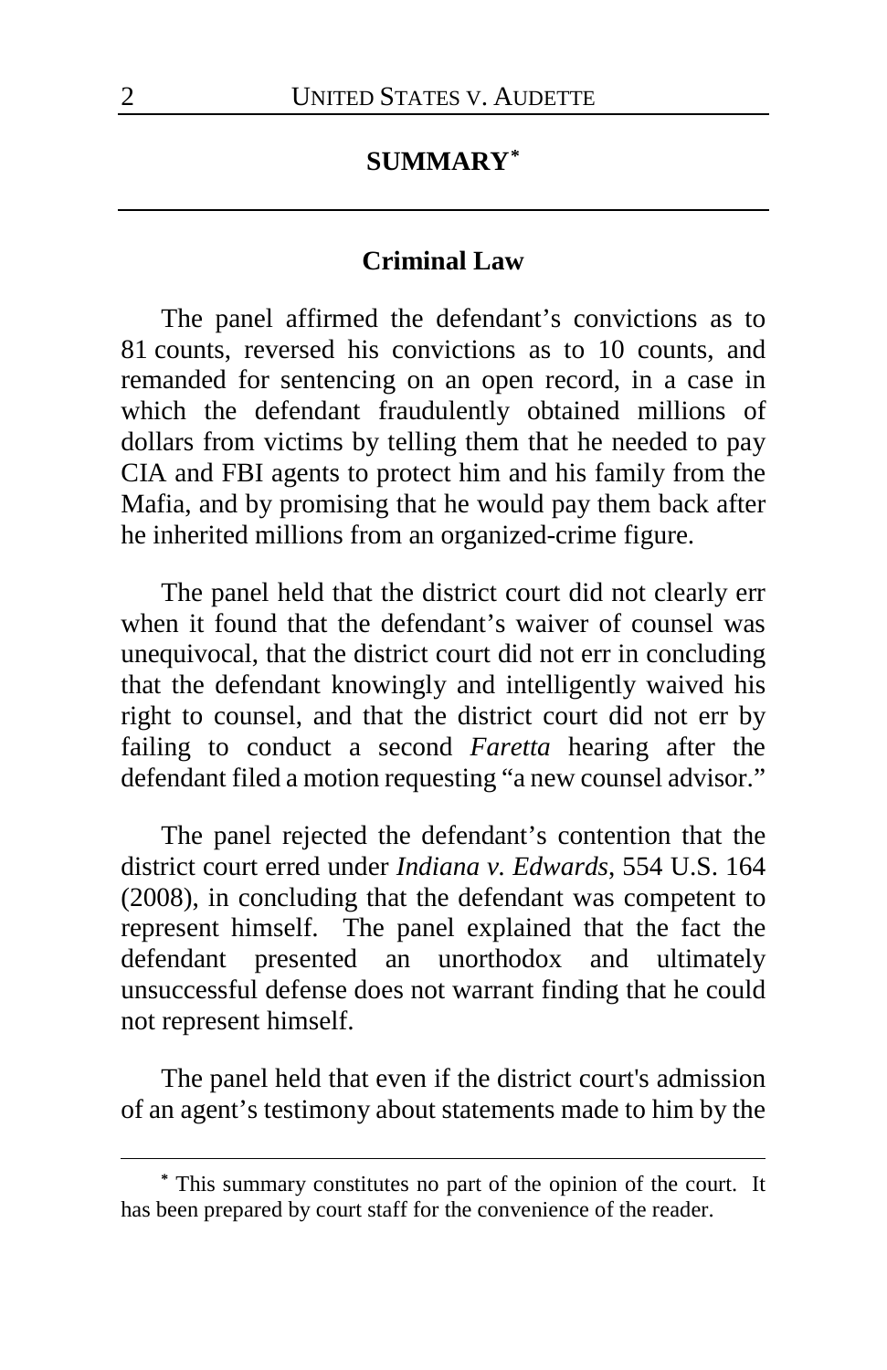## SUMMARY[*]

### Criminal Law

The panel affirmed the defendant's convictions as to 81 counts, reversed his convictions as to 10 counts, and remanded for sentencing on an open record, in a case in which the defendant fraudulently obtained millions of dollars from victims by telling them that he needed to pay CIA and FBI agents to protect him and his family from the Mafia, and by promising that he would pay them back after he inherited millions from an organized-crime figure.

The panel held that the district court did not clearly err when it found that the defendant's waiver of counsel was unequivocal, that the district court did not err in concluding that the defendant knowingly and intelligently waived his right to counsel, and that the district court did not err by failing to conduct a second *Faretta* hearing after the defendant filed a motion requesting "a new counsel advisor."

The panel rejected the defendant's contention that the district court erred under *Indiana v. Edwards*, 554 U.S. 164 (2008), in concluding that the defendant was competent to represent himself. The panel explained that the fact the defendant presented an unorthodox and ultimately unsuccessful defense does not warrant finding that he could not represent himself.

The panel held that even if the district court's admission of an agent's testimony about statements made to him by the

[*] This summary constitutes no part of the opinion of the court. It has been prepared by court staff for the convenience of the reader.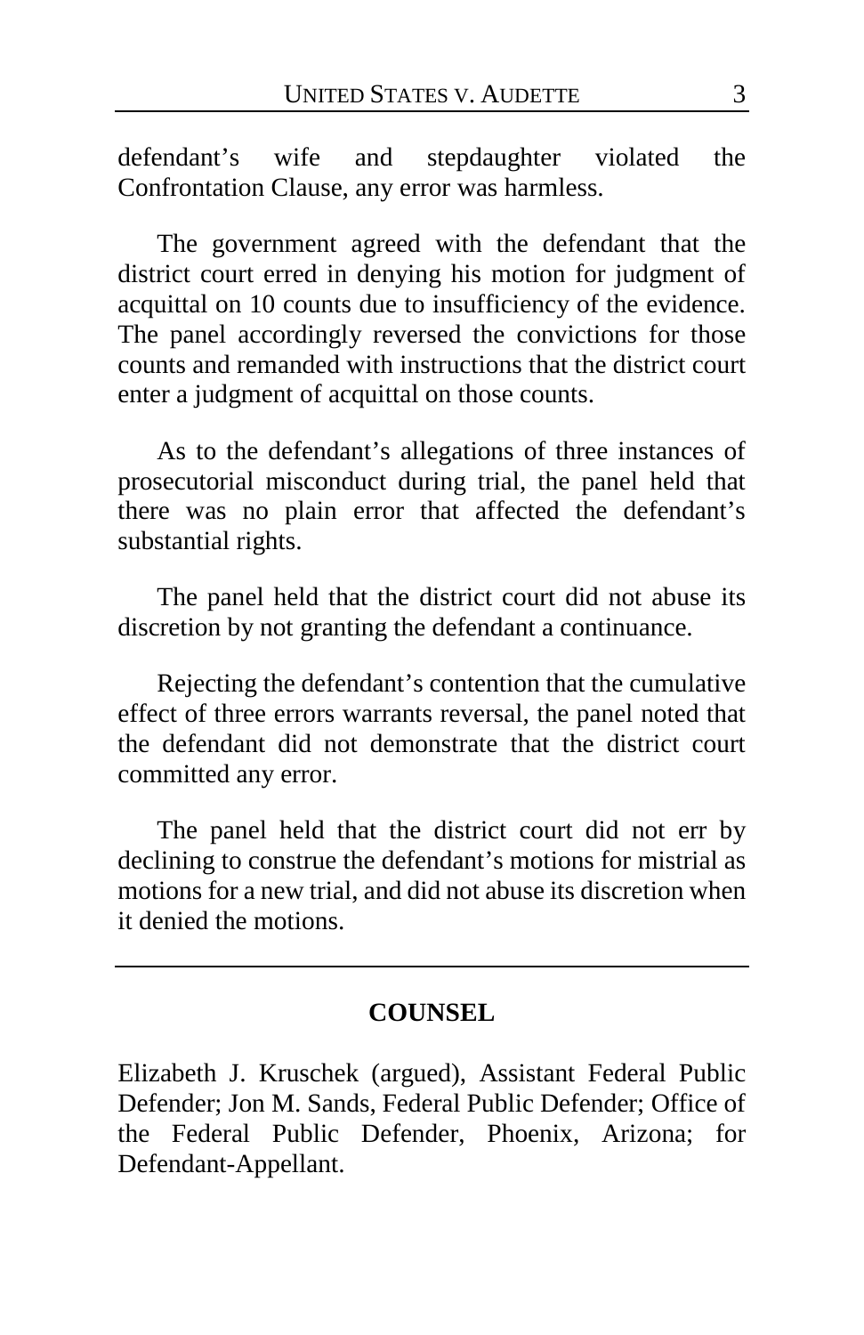defendant's wife and stepdaughter violated the Confrontation Clause, any error was harmless.

The government agreed with the defendant that the district court erred in denying his motion for judgment of acquittal on 10 counts due to insufficiency of the evidence. The panel accordingly reversed the convictions for those counts and remanded with instructions that the district court enter a judgment of acquittal on those counts.

As to the defendant's allegations of three instances of prosecutorial misconduct during trial, the panel held that there was no plain error that affected the defendant's substantial rights.

The panel held that the district court did not abuse its discretion by not granting the defendant a continuance.

Rejecting the defendant's contention that the cumulative effect of three errors warrants reversal, the panel noted that the defendant did not demonstrate that the district court committed any error.

The panel held that the district court did not err by declining to construe the defendant's motions for mistrial as motions for a new trial, and did not abuse its discretion when it denied the motions.

---

## COUNSEL

Elizabeth J. Kruschek (argued), Assistant Federal Public Defender; Jon M. Sands, Federal Public Defender; Office of the Federal Public Defender, Phoenix, Arizona; for Defendant-Appellant.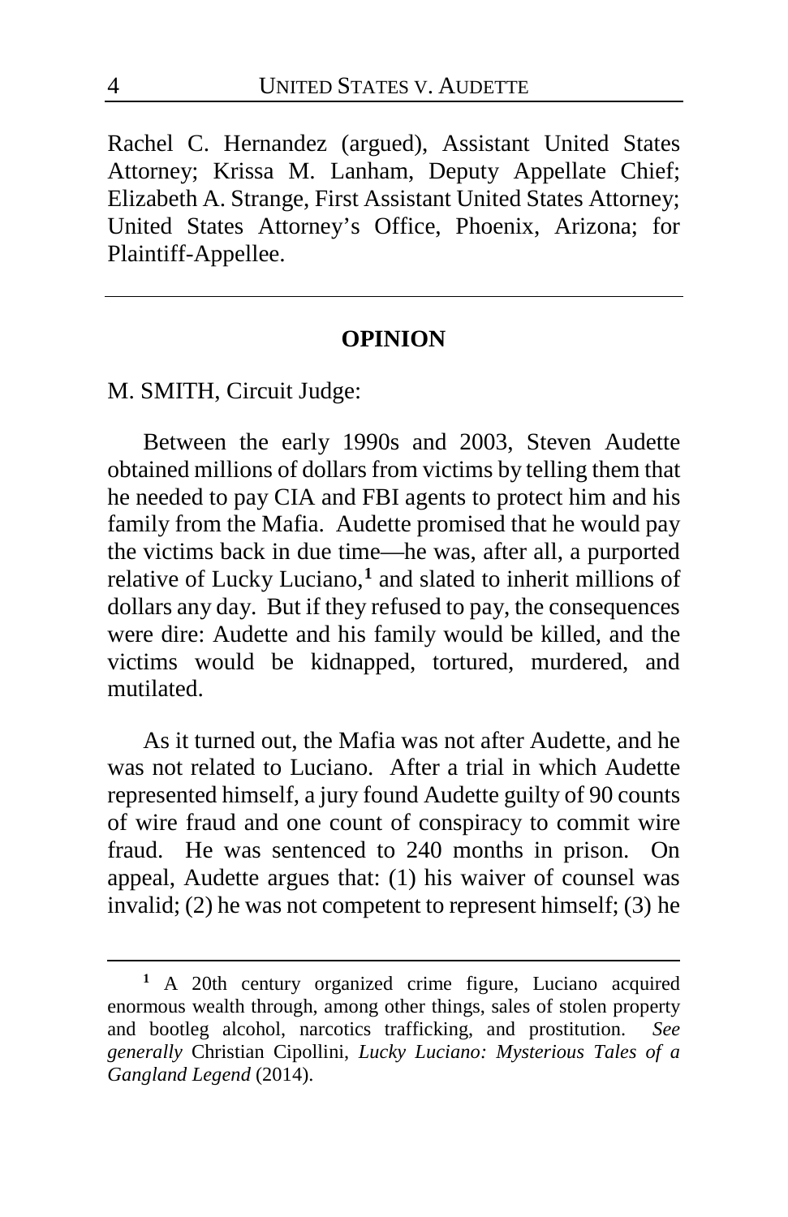Rachel C. Hernandez (argued), Assistant United States Attorney; Krissa M. Lanham, Deputy Appellate Chief; Elizabeth A. Strange, First Assistant United States Attorney; United States Attorney's Office, Phoenix, Arizona; for Plaintiff-Appellee.

---

## OPINION

M. SMITH, Circuit Judge:

Between the early 1990s and 2003, Steven Audette obtained millions of dollars from victims by telling them that he needed to pay CIA and FBI agents to protect him and his family from the Mafia. Audette promised that he would pay the victims back in due time—he was, after all, a purported relative of Lucky Luciano,[1] and slated to inherit millions of dollars any day. But if they refused to pay, the consequences were dire: Audette and his family would be killed, and the victims would be kidnapped, tortured, murdered, and mutilated.

As it turned out, the Mafia was not after Audette, and he was not related to Luciano. After a trial in which Audette represented himself, a jury found Audette guilty of 90 counts of wire fraud and one count of conspiracy to commit wire fraud. He was sentenced to 240 months in prison. On appeal, Audette argues that: (1) his waiver of counsel was invalid; (2) he was not competent to represent himself; (3) he

---

[1] A 20th century organized crime figure, Luciano acquired enormous wealth through, among other things, sales of stolen property and bootleg alcohol, narcotics trafficking, and prostitution. *See generally* Christian Cipollini, *Lucky Luciano: Mysterious Tales of a Gangland Legend* (2014).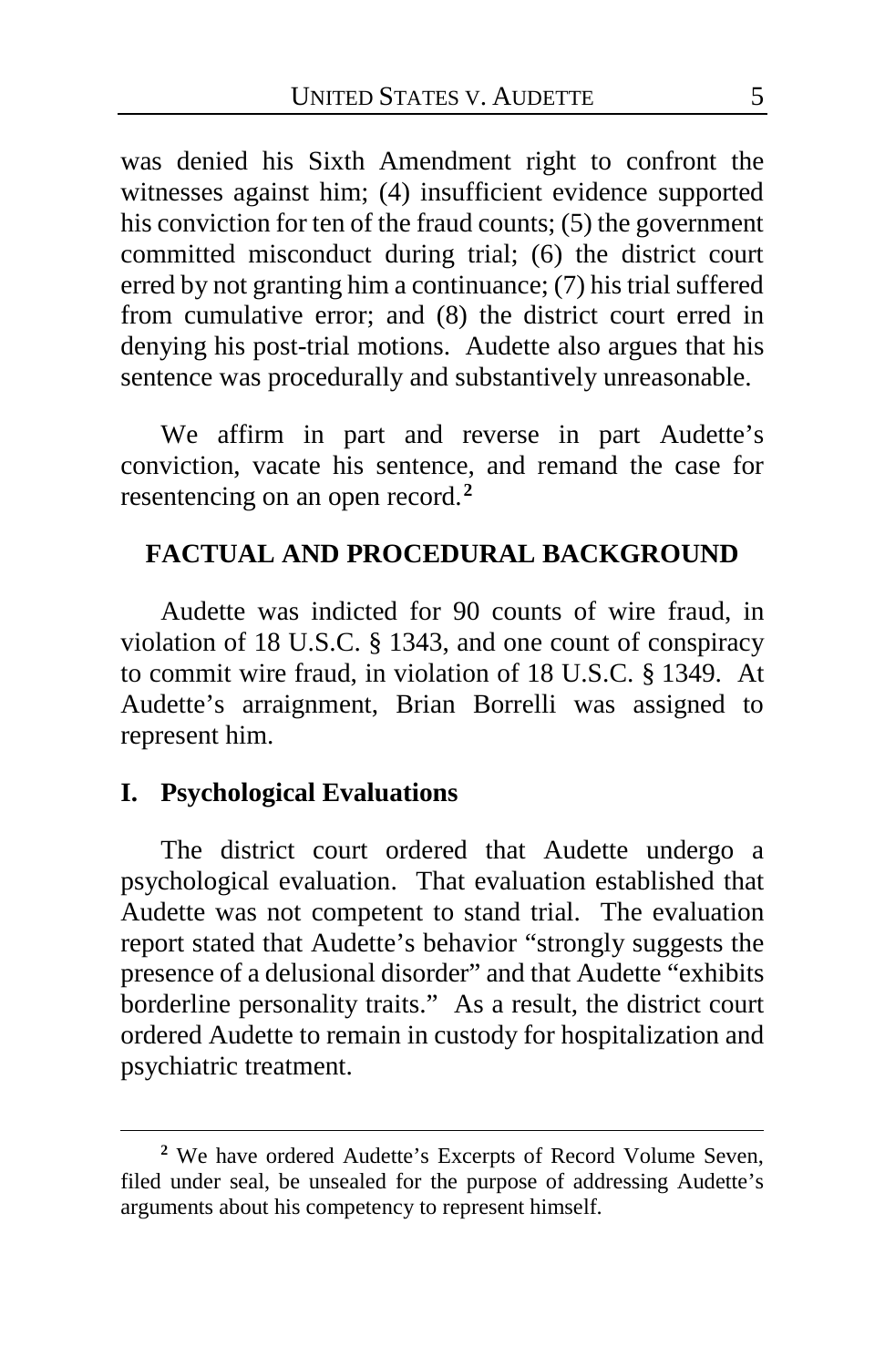was denied his Sixth Amendment right to confront the witnesses against him; (4) insufficient evidence supported his conviction for ten of the fraud counts; (5) the government committed misconduct during trial; (6) the district court erred by not granting him a continuance; (7) his trial suffered from cumulative error; and (8) the district court erred in denying his post-trial motions. Audette also argues that his sentence was procedurally and substantively unreasonable.

We affirm in part and reverse in part Audette's conviction, vacate his sentence, and remand the case for resentencing on an open record.[2]

## FACTUAL AND PROCEDURAL BACKGROUND

Audette was indicted for 90 counts of wire fraud, in violation of 18 U.S.C. § 1343, and one count of conspiracy to commit wire fraud, in violation of 18 U.S.C. § 1349. At Audette's arraignment, Brian Borrelli was assigned to represent him.

### I. Psychological Evaluations

The district court ordered that Audette undergo a psychological evaluation. That evaluation established that Audette was not competent to stand trial. The evaluation report stated that Audette's behavior "strongly suggests the presence of a delusional disorder" and that Audette "exhibits borderline personality traits." As a result, the district court ordered Audette to remain in custody for hospitalization and psychiatric treatment.

[2] We have ordered Audette's Excerpts of Record Volume Seven, filed under seal, be unsealed for the purpose of addressing Audette's arguments about his competency to represent himself.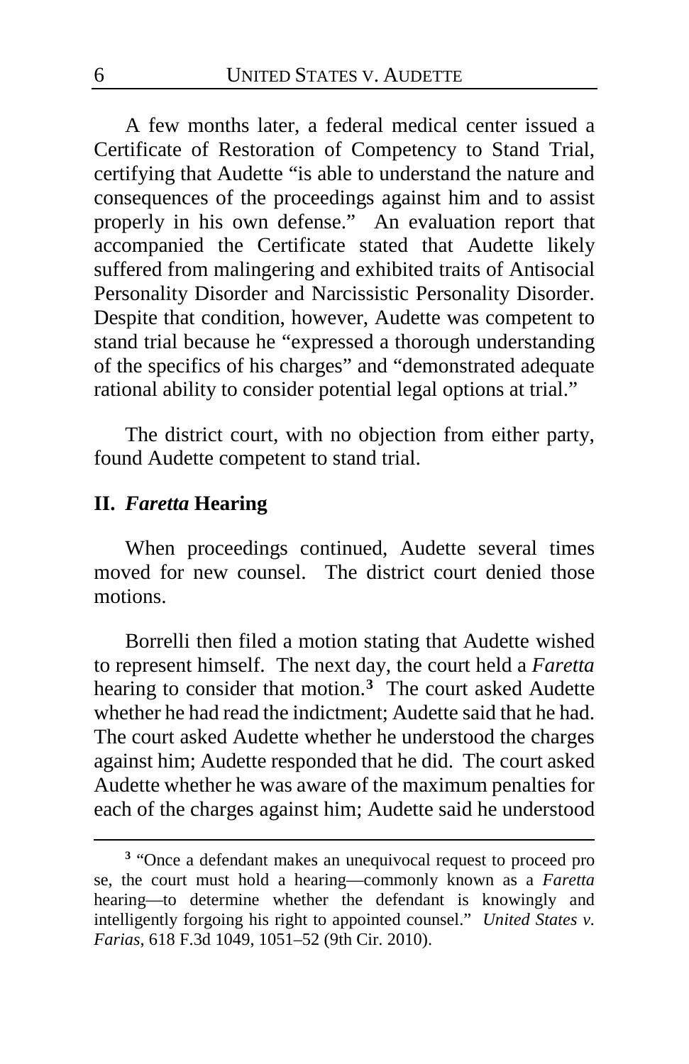A few months later, a federal medical center issued a Certificate of Restoration of Competency to Stand Trial, certifying that Audette "is able to understand the nature and consequences of the proceedings against him and to assist properly in his own defense." An evaluation report that accompanied the Certificate stated that Audette likely suffered from malingering and exhibited traits of Antisocial Personality Disorder and Narcissistic Personality Disorder. Despite that condition, however, Audette was competent to stand trial because he "expressed a thorough understanding of the specifics of his charges" and "demonstrated adequate rational ability to consider potential legal options at trial."

The district court, with no objection from either party, found Audette competent to stand trial.

## II. *Faretta* Hearing

When proceedings continued, Audette several times moved for new counsel. The district court denied those motions.

Borrelli then filed a motion stating that Audette wished to represent himself. The next day, the court held a *Faretta* hearing to consider that motion.[3] The court asked Audette whether he had read the indictment; Audette said that he had. The court asked Audette whether he understood the charges against him; Audette responded that he did. The court asked Audette whether he was aware of the maximum penalties for each of the charges against him; Audette said he understood

[3] "Once a defendant makes an unequivocal request to proceed pro se, the court must hold a hearing—commonly known as a *Faretta* hearing—to determine whether the defendant is knowingly and intelligently forgoing his right to appointed counsel." *United States v. Farias*, 618 F.3d 1049, 1051–52 (9th Cir. 2010).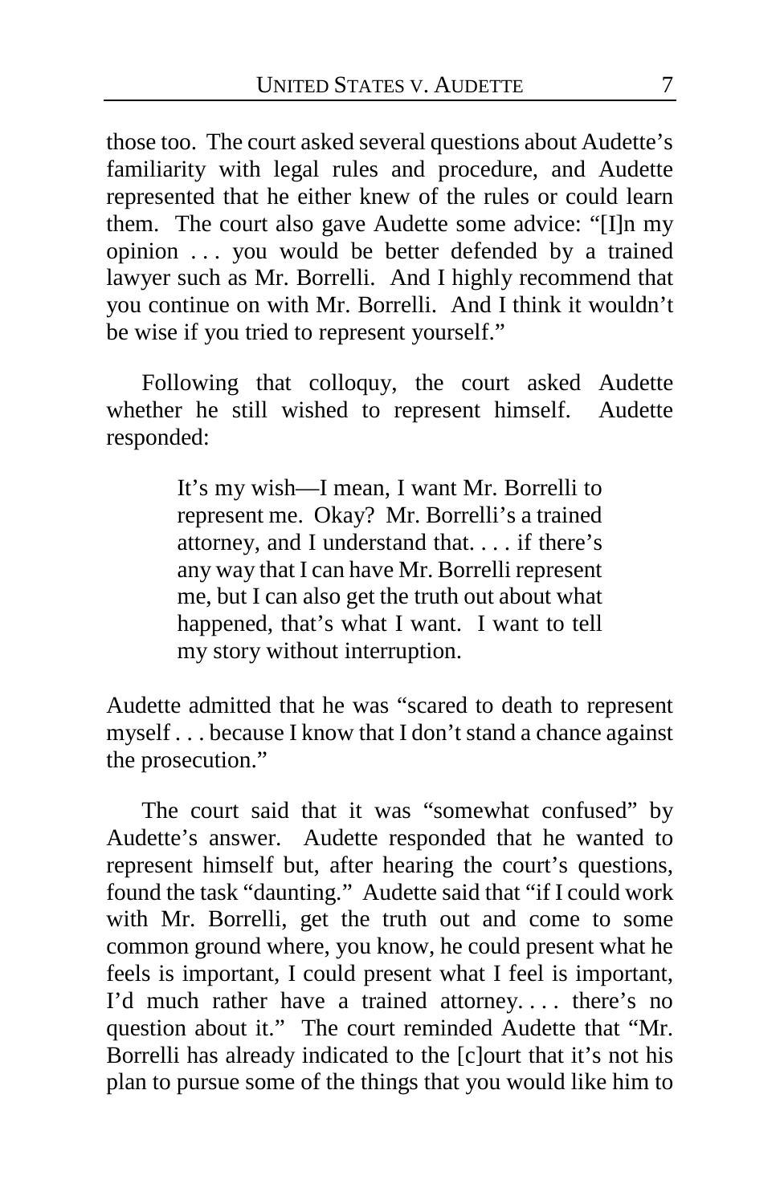those too. The court asked several questions about Audette's familiarity with legal rules and procedure, and Audette represented that he either knew of the rules or could learn them. The court also gave Audette some advice: "[I]n my opinion . . . you would be better defended by a trained lawyer such as Mr. Borrelli. And I highly recommend that you continue on with Mr. Borrelli. And I think it wouldn't be wise if you tried to represent yourself."

Following that colloquy, the court asked Audette whether he still wished to represent himself. Audette responded:

> It's my wish—I mean, I want Mr. Borrelli to represent me. Okay? Mr. Borrelli's a trained attorney, and I understand that. . . . if there's any way that I can have Mr. Borrelli represent me, but I can also get the truth out about what happened, that's what I want. I want to tell my story without interruption.

Audette admitted that he was "scared to death to represent myself . . . because I know that I don't stand a chance against the prosecution."

The court said that it was "somewhat confused" by Audette's answer. Audette responded that he wanted to represent himself but, after hearing the court's questions, found the task "daunting." Audette said that "if I could work with Mr. Borrelli, get the truth out and come to some common ground where, you know, he could present what he feels is important, I could present what I feel is important, I'd much rather have a trained attorney. . . . there's no question about it." The court reminded Audette that "Mr. Borrelli has already indicated to the [c]ourt that it's not his plan to pursue some of the things that you would like him to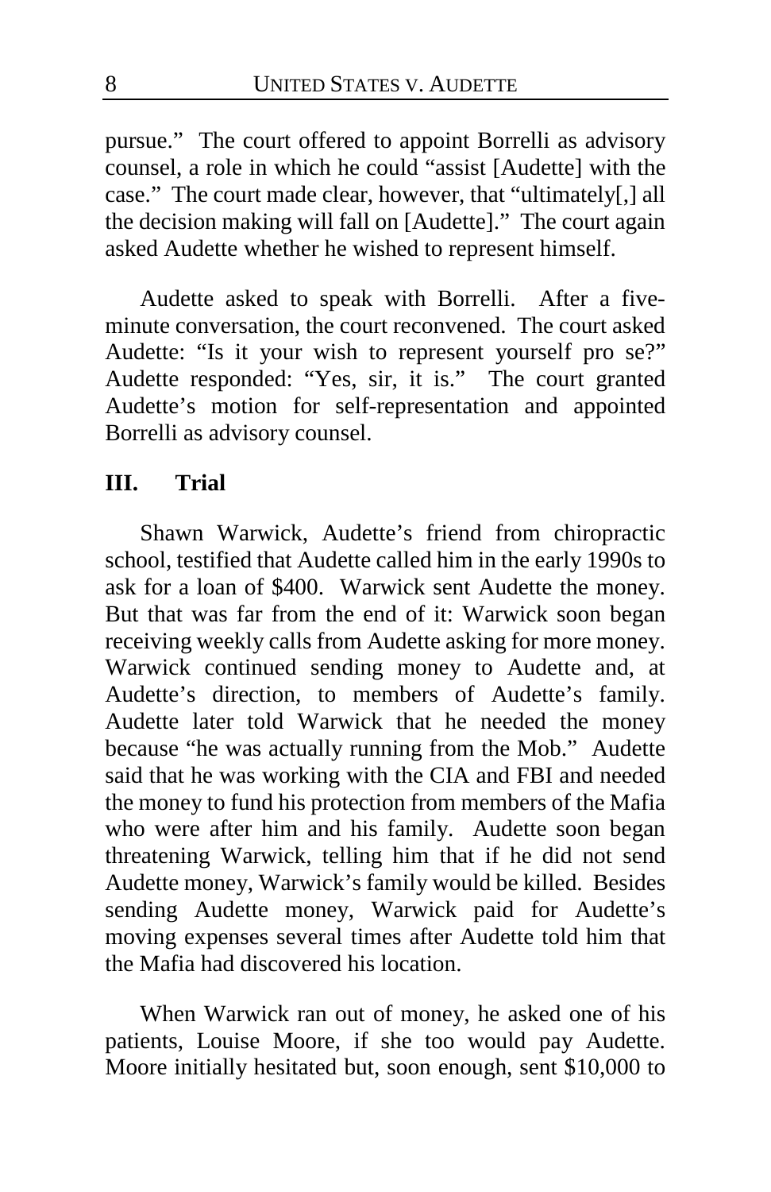pursue." The court offered to appoint Borrelli as advisory counsel, a role in which he could "assist [Audette] with the case." The court made clear, however, that "ultimately[,] all the decision making will fall on [Audette]." The court again asked Audette whether he wished to represent himself.

Audette asked to speak with Borrelli. After a five-minute conversation, the court reconvened. The court asked Audette: "Is it your wish to represent yourself pro se?" Audette responded: "Yes, sir, it is." The court granted Audette's motion for self-representation and appointed Borrelli as advisory counsel.

## III. Trial

Shawn Warwick, Audette's friend from chiropractic school, testified that Audette called him in the early 1990s to ask for a loan of $400. Warwick sent Audette the money. But that was far from the end of it: Warwick soon began receiving weekly calls from Audette asking for more money. Warwick continued sending money to Audette and, at Audette's direction, to members of Audette's family. Audette later told Warwick that he needed the money because "he was actually running from the Mob." Audette said that he was working with the CIA and FBI and needed the money to fund his protection from members of the Mafia who were after him and his family. Audette soon began threatening Warwick, telling him that if he did not send Audette money, Warwick's family would be killed. Besides sending Audette money, Warwick paid for Audette's moving expenses several times after Audette told him that the Mafia had discovered his location.

When Warwick ran out of money, he asked one of his patients, Louise Moore, if she too would pay Audette. Moore initially hesitated but, soon enough, sent $10,000 to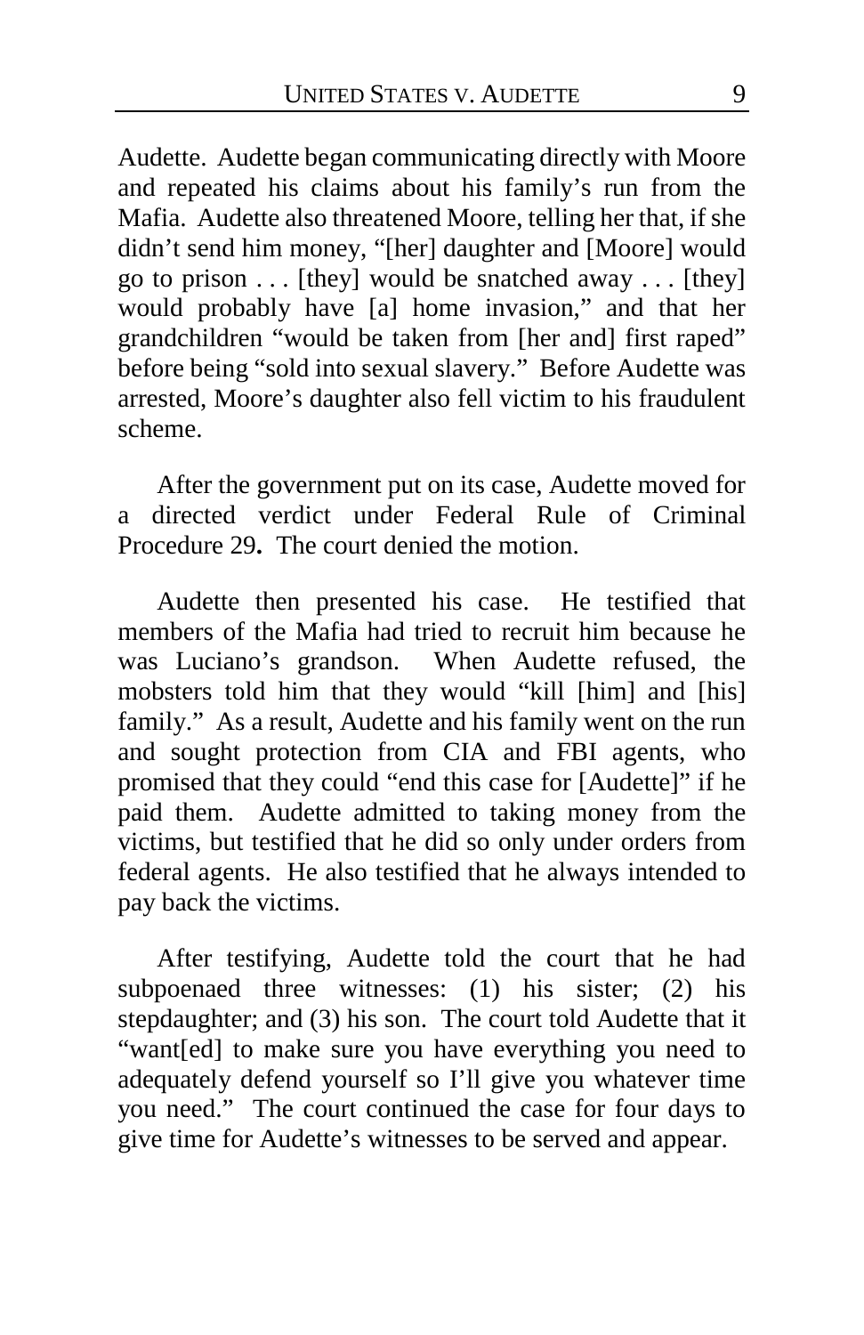Audette. Audette began communicating directly with Moore and repeated his claims about his family's run from the Mafia. Audette also threatened Moore, telling her that, if she didn't send him money, "[her] daughter and [Moore] would go to prison . . . [they] would be snatched away . . . [they] would probably have [a] home invasion," and that her grandchildren "would be taken from [her and] first raped" before being "sold into sexual slavery." Before Audette was arrested, Moore's daughter also fell victim to his fraudulent scheme.

After the government put on its case, Audette moved for a directed verdict under Federal Rule of Criminal Procedure 29**.** The court denied the motion.

Audette then presented his case. He testified that members of the Mafia had tried to recruit him because he was Luciano's grandson. When Audette refused, the mobsters told him that they would "kill [him] and [his] family." As a result, Audette and his family went on the run and sought protection from CIA and FBI agents, who promised that they could "end this case for [Audette]" if he paid them. Audette admitted to taking money from the victims, but testified that he did so only under orders from federal agents. He also testified that he always intended to pay back the victims.

After testifying, Audette told the court that he had subpoenaed three witnesses: (1) his sister; (2) his stepdaughter; and (3) his son. The court told Audette that it "want[ed] to make sure you have everything you need to adequately defend yourself so I'll give you whatever time you need." The court continued the case for four days to give time for Audette's witnesses to be served and appear.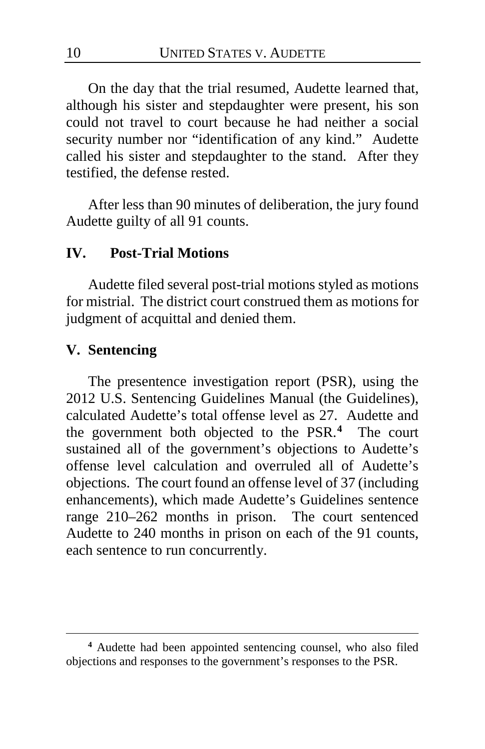On the day that the trial resumed, Audette learned that, although his sister and stepdaughter were present, his son could not travel to court because he had neither a social security number nor "identification of any kind." Audette called his sister and stepdaughter to the stand. After they testified, the defense rested.

After less than 90 minutes of deliberation, the jury found Audette guilty of all 91 counts.

## IV. Post-Trial Motions

Audette filed several post-trial motions styled as motions for mistrial. The district court construed them as motions for judgment of acquittal and denied them.

## V. Sentencing

The presentence investigation report (PSR), using the 2012 U.S. Sentencing Guidelines Manual (the Guidelines), calculated Audette's total offense level as 27. Audette and the government both objected to the PSR.[4] The court sustained all of the government's objections to Audette's offense level calculation and overruled all of Audette's objections. The court found an offense level of 37 (including enhancements), which made Audette's Guidelines sentence range 210–262 months in prison. The court sentenced Audette to 240 months in prison on each of the 91 counts, each sentence to run concurrently.

---

[4] Audette had been appointed sentencing counsel, who also filed objections and responses to the government's responses to the PSR.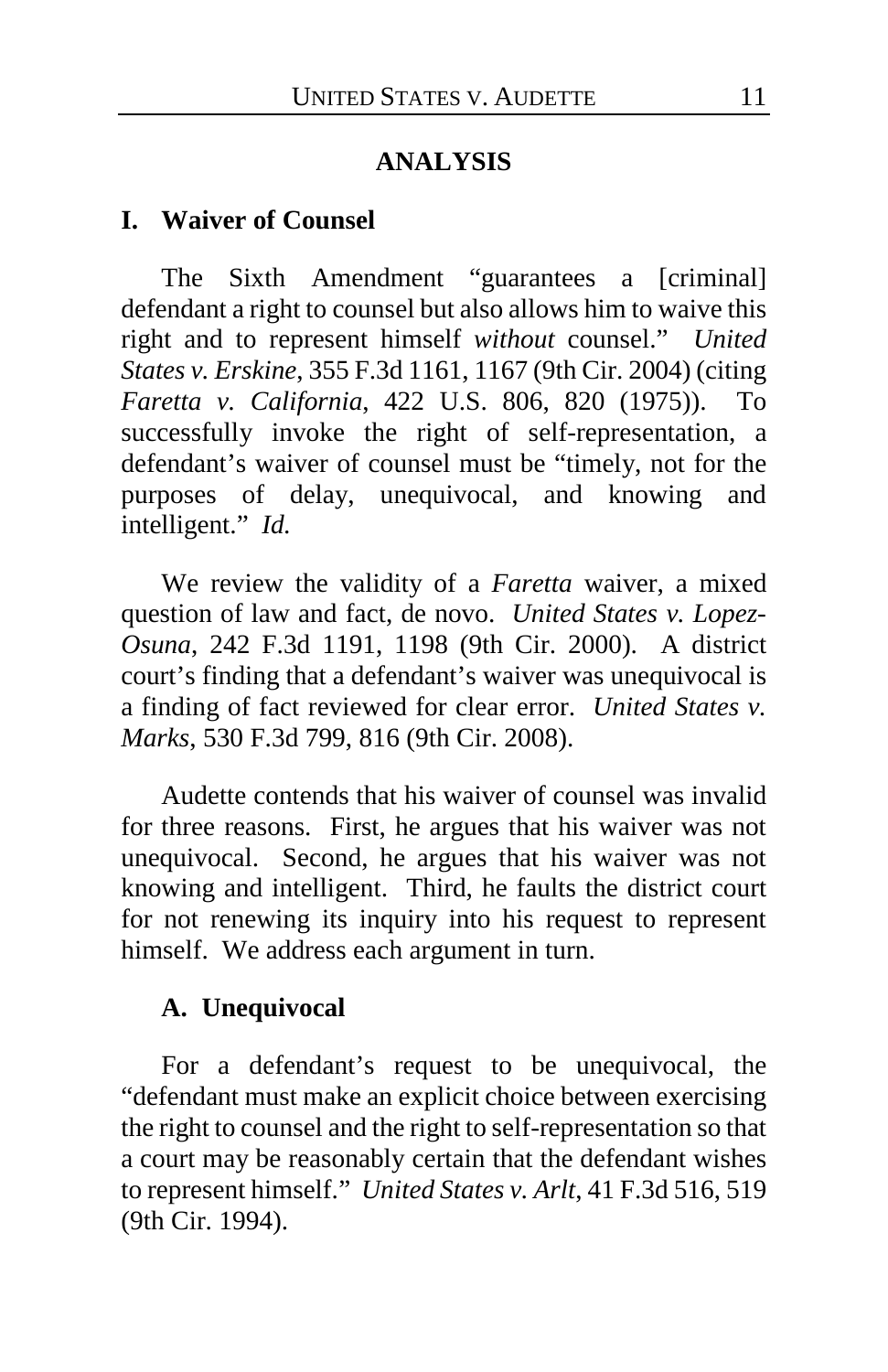## ANALYSIS

### I. Waiver of Counsel

The Sixth Amendment "guarantees a [criminal] defendant a right to counsel but also allows him to waive this right and to represent himself *without* counsel." *United States v. Erskine*, 355 F.3d 1161, 1167 (9th Cir. 2004) (citing *Faretta v. California*, 422 U.S. 806, 820 (1975)). To successfully invoke the right of self-representation, a defendant's waiver of counsel must be "timely, not for the purposes of delay, unequivocal, and knowing and intelligent." *Id.*

We review the validity of a *Faretta* waiver, a mixed question of law and fact, de novo. *United States v. Lopez-Osuna*, 242 F.3d 1191, 1198 (9th Cir. 2000). A district court's finding that a defendant's waiver was unequivocal is a finding of fact reviewed for clear error. *United States v. Marks*, 530 F.3d 799, 816 (9th Cir. 2008).

Audette contends that his waiver of counsel was invalid for three reasons. First, he argues that his waiver was not unequivocal. Second, he argues that his waiver was not knowing and intelligent. Third, he faults the district court for not renewing its inquiry into his request to represent himself. We address each argument in turn.

#### A. Unequivocal

For a defendant's request to be unequivocal, the "defendant must make an explicit choice between exercising the right to counsel and the right to self-representation so that a court may be reasonably certain that the defendant wishes to represent himself." *United States v. Arlt*, 41 F.3d 516, 519 (9th Cir. 1994).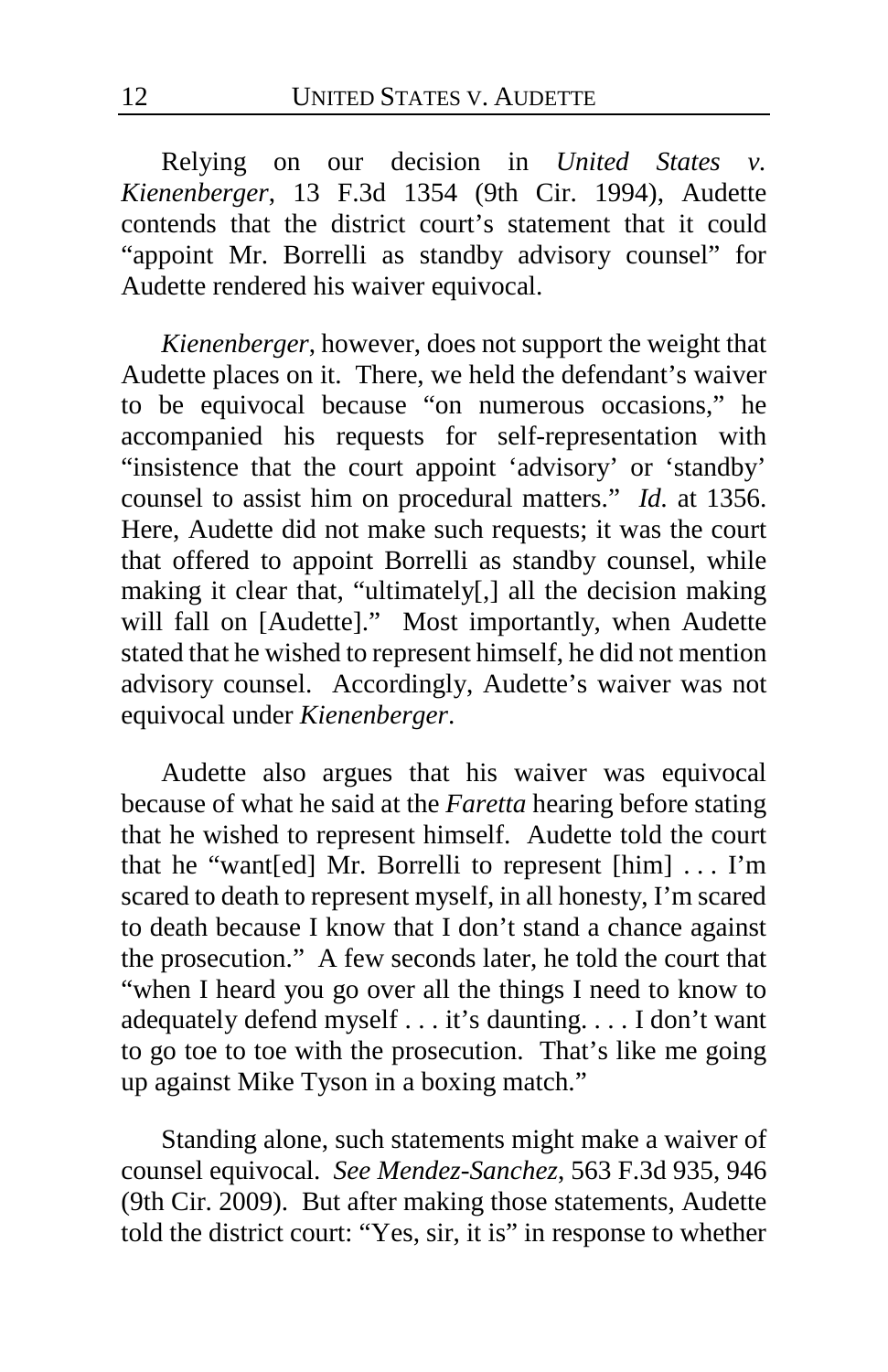Relying on our decision in *United States v. Kienenberger*, 13 F.3d 1354 (9th Cir. 1994), Audette contends that the district court's statement that it could "appoint Mr. Borrelli as standby advisory counsel" for Audette rendered his waiver equivocal.

*Kienenberger*, however, does not support the weight that Audette places on it. There, we held the defendant's waiver to be equivocal because "on numerous occasions," he accompanied his requests for self-representation with "insistence that the court appoint 'advisory' or 'standby' counsel to assist him on procedural matters." *Id.* at 1356. Here, Audette did not make such requests; it was the court that offered to appoint Borrelli as standby counsel, while making it clear that, "ultimately[,] all the decision making will fall on [Audette]." Most importantly, when Audette stated that he wished to represent himself, he did not mention advisory counsel. Accordingly, Audette's waiver was not equivocal under *Kienenberger*.

Audette also argues that his waiver was equivocal because of what he said at the *Faretta* hearing before stating that he wished to represent himself. Audette told the court that he "want[ed] Mr. Borrelli to represent [him] . . . I'm scared to death to represent myself, in all honesty, I'm scared to death because I know that I don't stand a chance against the prosecution." A few seconds later, he told the court that "when I heard you go over all the things I need to know to adequately defend myself . . . it's daunting. . . . I don't want to go toe to toe with the prosecution. That's like me going up against Mike Tyson in a boxing match."

Standing alone, such statements might make a waiver of counsel equivocal. *See Mendez-Sanchez*, 563 F.3d 935, 946 (9th Cir. 2009). But after making those statements, Audette told the district court: "Yes, sir, it is" in response to whether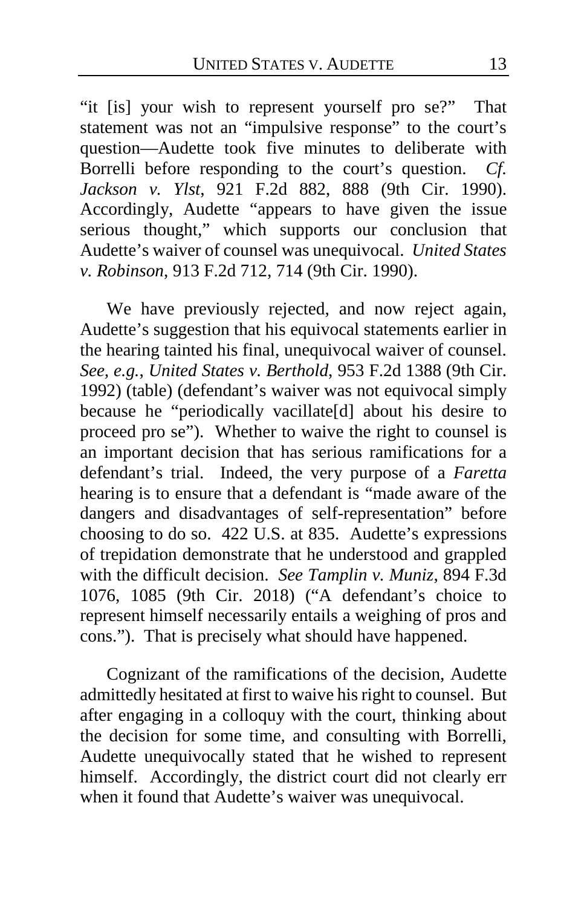"it [is] your wish to represent yourself pro se?" That statement was not an "impulsive response" to the court's question—Audette took five minutes to deliberate with Borrelli before responding to the court's question. *Cf. Jackson v. Ylst*, 921 F.2d 882, 888 (9th Cir. 1990). Accordingly, Audette "appears to have given the issue serious thought," which supports our conclusion that Audette's waiver of counsel was unequivocal. *United States v. Robinson*, 913 F.2d 712, 714 (9th Cir. 1990).

We have previously rejected, and now reject again, Audette's suggestion that his equivocal statements earlier in the hearing tainted his final, unequivocal waiver of counsel. *See, e.g.*, *United States v. Berthold*, 953 F.2d 1388 (9th Cir. 1992) (table) (defendant's waiver was not equivocal simply because he "periodically vacillate[d] about his desire to proceed pro se"). Whether to waive the right to counsel is an important decision that has serious ramifications for a defendant's trial. Indeed, the very purpose of a *Faretta* hearing is to ensure that a defendant is "made aware of the dangers and disadvantages of self-representation" before choosing to do so. 422 U.S. at 835. Audette's expressions of trepidation demonstrate that he understood and grappled with the difficult decision. *See Tamplin v. Muniz*, 894 F.3d 1076, 1085 (9th Cir. 2018) ("A defendant's choice to represent himself necessarily entails a weighing of pros and cons."). That is precisely what should have happened.

Cognizant of the ramifications of the decision, Audette admittedly hesitated at first to waive his right to counsel. But after engaging in a colloquy with the court, thinking about the decision for some time, and consulting with Borrelli, Audette unequivocally stated that he wished to represent himself. Accordingly, the district court did not clearly err when it found that Audette's waiver was unequivocal.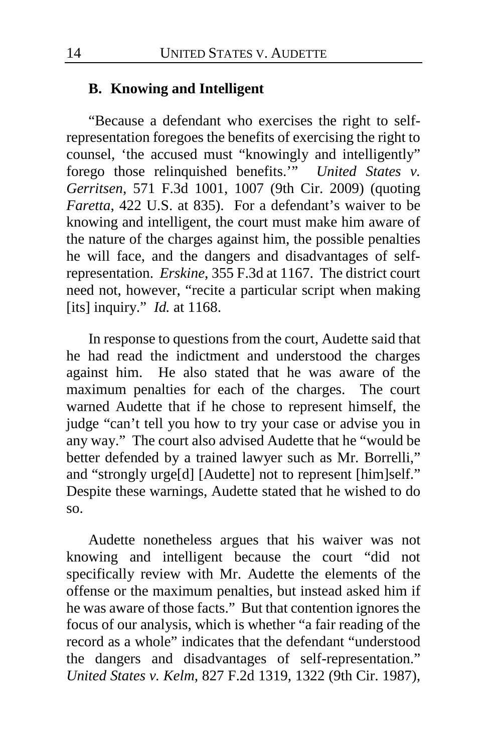### B. Knowing and Intelligent

"Because a defendant who exercises the right to self-representation foregoes the benefits of exercising the right to counsel, 'the accused must "knowingly and intelligently" forego those relinquished benefits.'" *United States v. Gerritsen*, 571 F.3d 1001, 1007 (9th Cir. 2009) (quoting *Faretta*, 422 U.S. at 835). For a defendant's waiver to be knowing and intelligent, the court must make him aware of the nature of the charges against him, the possible penalties he will face, and the dangers and disadvantages of self-representation. *Erskine*, 355 F.3d at 1167. The district court need not, however, "recite a particular script when making [its] inquiry." *Id.* at 1168.

In response to questions from the court, Audette said that he had read the indictment and understood the charges against him. He also stated that he was aware of the maximum penalties for each of the charges. The court warned Audette that if he chose to represent himself, the judge "can't tell you how to try your case or advise you in any way." The court also advised Audette that he "would be better defended by a trained lawyer such as Mr. Borrelli," and "strongly urge[d] [Audette] not to represent [him]self." Despite these warnings, Audette stated that he wished to do so.

Audette nonetheless argues that his waiver was not knowing and intelligent because the court "did not specifically review with Mr. Audette the elements of the offense or the maximum penalties, but instead asked him if he was aware of those facts." But that contention ignores the focus of our analysis, which is whether "a fair reading of the record as a whole" indicates that the defendant "understood the dangers and disadvantages of self-representation." *United States v. Kelm*, 827 F.2d 1319, 1322 (9th Cir. 1987),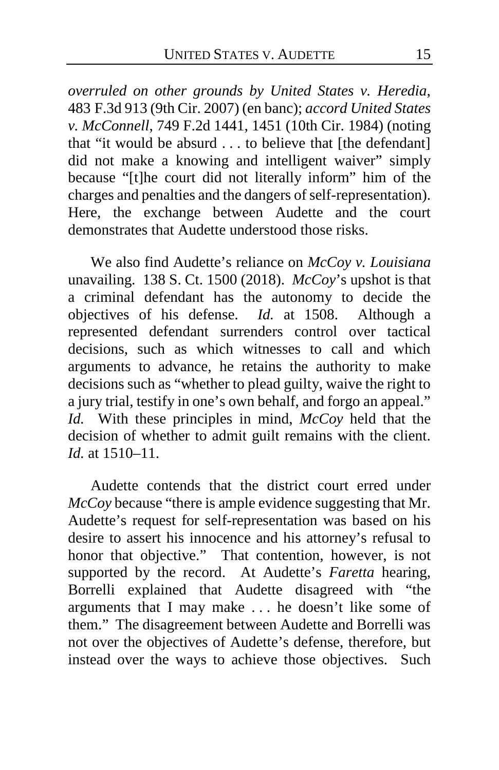*overruled on other grounds by United States v. Heredia*, 483 F.3d 913 (9th Cir. 2007) (en banc); *accord United States v. McConnell*, 749 F.2d 1441, 1451 (10th Cir. 1984) (noting that "it would be absurd . . . to believe that [the defendant] did not make a knowing and intelligent waiver" simply because "[t]he court did not literally inform" him of the charges and penalties and the dangers of self-representation). Here, the exchange between Audette and the court demonstrates that Audette understood those risks.

We also find Audette's reliance on *McCoy v. Louisiana* unavailing. 138 S. Ct. 1500 (2018). *McCoy*'s upshot is that a criminal defendant has the autonomy to decide the objectives of his defense. *Id.* at 1508. Although a represented defendant surrenders control over tactical decisions, such as which witnesses to call and which arguments to advance, he retains the authority to make decisions such as "whether to plead guilty, waive the right to a jury trial, testify in one's own behalf, and forgo an appeal." *Id.* With these principles in mind, *McCoy* held that the decision of whether to admit guilt remains with the client. *Id.* at 1510–11.

Audette contends that the district court erred under *McCoy* because "there is ample evidence suggesting that Mr. Audette's request for self-representation was based on his desire to assert his innocence and his attorney's refusal to honor that objective." That contention, however, is not supported by the record. At Audette's *Faretta* hearing, Borrelli explained that Audette disagreed with "the arguments that I may make . . . he doesn't like some of them." The disagreement between Audette and Borrelli was not over the objectives of Audette's defense, therefore, but instead over the ways to achieve those objectives. Such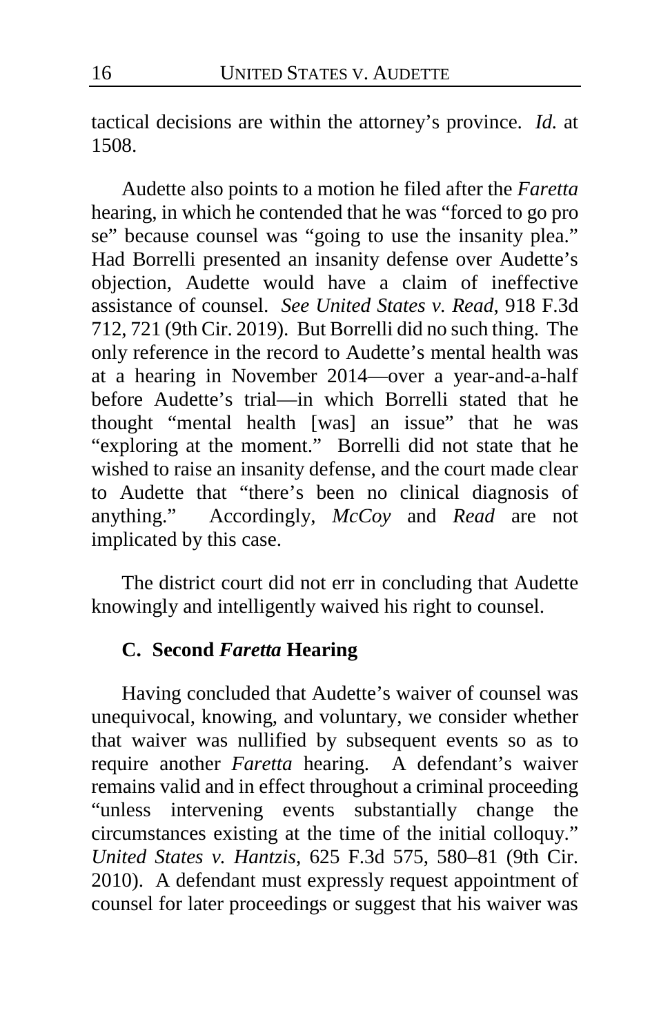tactical decisions are within the attorney's province. *Id.* at 1508.

Audette also points to a motion he filed after the *Faretta* hearing, in which he contended that he was "forced to go pro se" because counsel was "going to use the insanity plea." Had Borrelli presented an insanity defense over Audette's objection, Audette would have a claim of ineffective assistance of counsel. *See United States v. Read*, 918 F.3d 712, 721 (9th Cir. 2019). But Borrelli did no such thing. The only reference in the record to Audette's mental health was at a hearing in November 2014—over a year-and-a-half before Audette's trial—in which Borrelli stated that he thought "mental health [was] an issue" that he was "exploring at the moment." Borrelli did not state that he wished to raise an insanity defense, and the court made clear to Audette that "there's been no clinical diagnosis of anything." Accordingly, *McCoy* and *Read* are not implicated by this case.

The district court did not err in concluding that Audette knowingly and intelligently waived his right to counsel.

### C. Second *Faretta* Hearing

Having concluded that Audette's waiver of counsel was unequivocal, knowing, and voluntary, we consider whether that waiver was nullified by subsequent events so as to require another *Faretta* hearing. A defendant's waiver remains valid and in effect throughout a criminal proceeding "unless intervening events substantially change the circumstances existing at the time of the initial colloquy." *United States v. Hantzis*, 625 F.3d 575, 580–81 (9th Cir. 2010). A defendant must expressly request appointment of counsel for later proceedings or suggest that his waiver was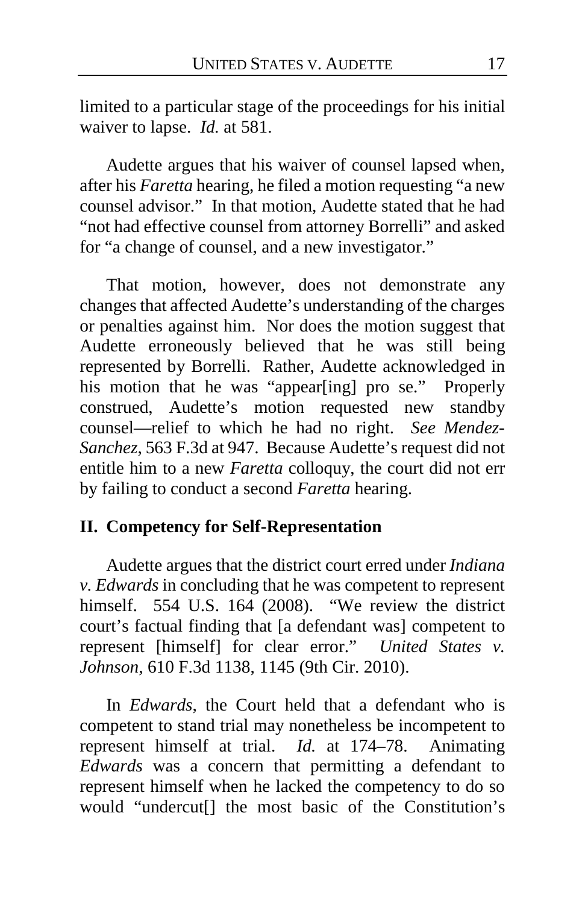limited to a particular stage of the proceedings for his initial waiver to lapse. *Id.* at 581.

Audette argues that his waiver of counsel lapsed when, after his *Faretta* hearing, he filed a motion requesting "a new counsel advisor." In that motion, Audette stated that he had "not had effective counsel from attorney Borrelli" and asked for "a change of counsel, and a new investigator."

That motion, however, does not demonstrate any changes that affected Audette's understanding of the charges or penalties against him. Nor does the motion suggest that Audette erroneously believed that he was still being represented by Borrelli. Rather, Audette acknowledged in his motion that he was "appear[ing] pro se." Properly construed, Audette's motion requested new standby counsel—relief to which he had no right. *See Mendez-Sanchez*, 563 F.3d at 947. Because Audette's request did not entitle him to a new *Faretta* colloquy, the court did not err by failing to conduct a second *Faretta* hearing.

## II. Competency for Self-Representation

Audette argues that the district court erred under *Indiana v. Edwards* in concluding that he was competent to represent himself. 554 U.S. 164 (2008). "We review the district court's factual finding that [a defendant was] competent to represent [himself] for clear error." *United States v. Johnson*, 610 F.3d 1138, 1145 (9th Cir. 2010).

In *Edwards*, the Court held that a defendant who is competent to stand trial may nonetheless be incompetent to represent himself at trial. *Id.* at 174–78. Animating *Edwards* was a concern that permitting a defendant to represent himself when he lacked the competency to do so would "undercut[] the most basic of the Constitution's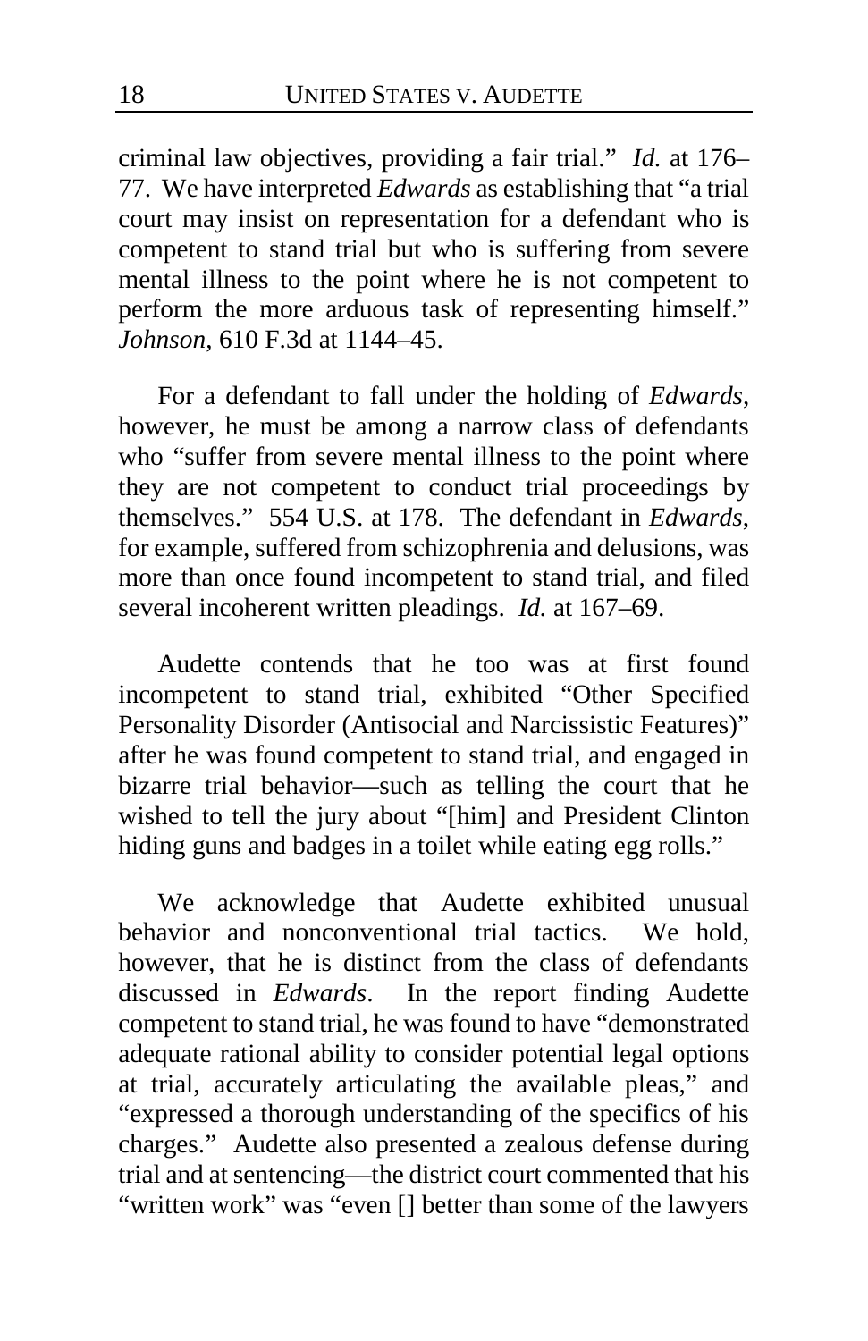criminal law objectives, providing a fair trial." *Id.* at 176–77. We have interpreted *Edwards* as establishing that "a trial court may insist on representation for a defendant who is competent to stand trial but who is suffering from severe mental illness to the point where he is not competent to perform the more arduous task of representing himself." *Johnson*, 610 F.3d at 1144–45.

For a defendant to fall under the holding of *Edwards*, however, he must be among a narrow class of defendants who "suffer from severe mental illness to the point where they are not competent to conduct trial proceedings by themselves." 554 U.S. at 178. The defendant in *Edwards*, for example, suffered from schizophrenia and delusions, was more than once found incompetent to stand trial, and filed several incoherent written pleadings. *Id.* at 167–69.

Audette contends that he too was at first found incompetent to stand trial, exhibited "Other Specified Personality Disorder (Antisocial and Narcissistic Features)" after he was found competent to stand trial, and engaged in bizarre trial behavior—such as telling the court that he wished to tell the jury about "[him] and President Clinton hiding guns and badges in a toilet while eating egg rolls."

We acknowledge that Audette exhibited unusual behavior and nonconventional trial tactics. We hold, however, that he is distinct from the class of defendants discussed in *Edwards*. In the report finding Audette competent to stand trial, he was found to have "demonstrated adequate rational ability to consider potential legal options at trial, accurately articulating the available pleas," and "expressed a thorough understanding of the specifics of his charges." Audette also presented a zealous defense during trial and at sentencing—the district court commented that his "written work" was "even [] better than some of the lawyers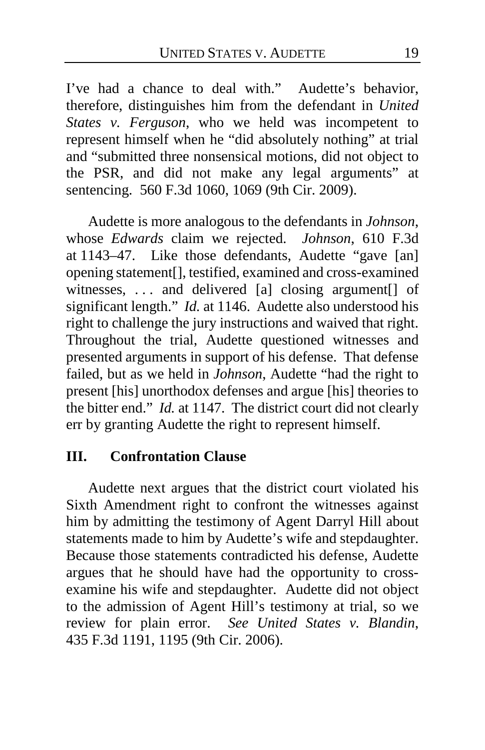I've had a chance to deal with." Audette's behavior, therefore, distinguishes him from the defendant in *United States v. Ferguson*, who we held was incompetent to represent himself when he "did absolutely nothing" at trial and "submitted three nonsensical motions, did not object to the PSR, and did not make any legal arguments" at sentencing. 560 F.3d 1060, 1069 (9th Cir. 2009).

Audette is more analogous to the defendants in *Johnson*, whose *Edwards* claim we rejected. *Johnson*, 610 F.3d at 1143–47. Like those defendants, Audette "gave [an] opening statement[], testified, examined and cross-examined witnesses, . . . and delivered [a] closing argument[] of significant length." *Id.* at 1146. Audette also understood his right to challenge the jury instructions and waived that right. Throughout the trial, Audette questioned witnesses and presented arguments in support of his defense. That defense failed, but as we held in *Johnson*, Audette "had the right to present [his] unorthodox defenses and argue [his] theories to the bitter end." *Id.* at 1147. The district court did not clearly err by granting Audette the right to represent himself.

## III. Confrontation Clause

Audette next argues that the district court violated his Sixth Amendment right to confront the witnesses against him by admitting the testimony of Agent Darryl Hill about statements made to him by Audette's wife and stepdaughter. Because those statements contradicted his defense, Audette argues that he should have had the opportunity to cross-examine his wife and stepdaughter. Audette did not object to the admission of Agent Hill's testimony at trial, so we review for plain error. *See United States v. Blandin*, 435 F.3d 1191, 1195 (9th Cir. 2006).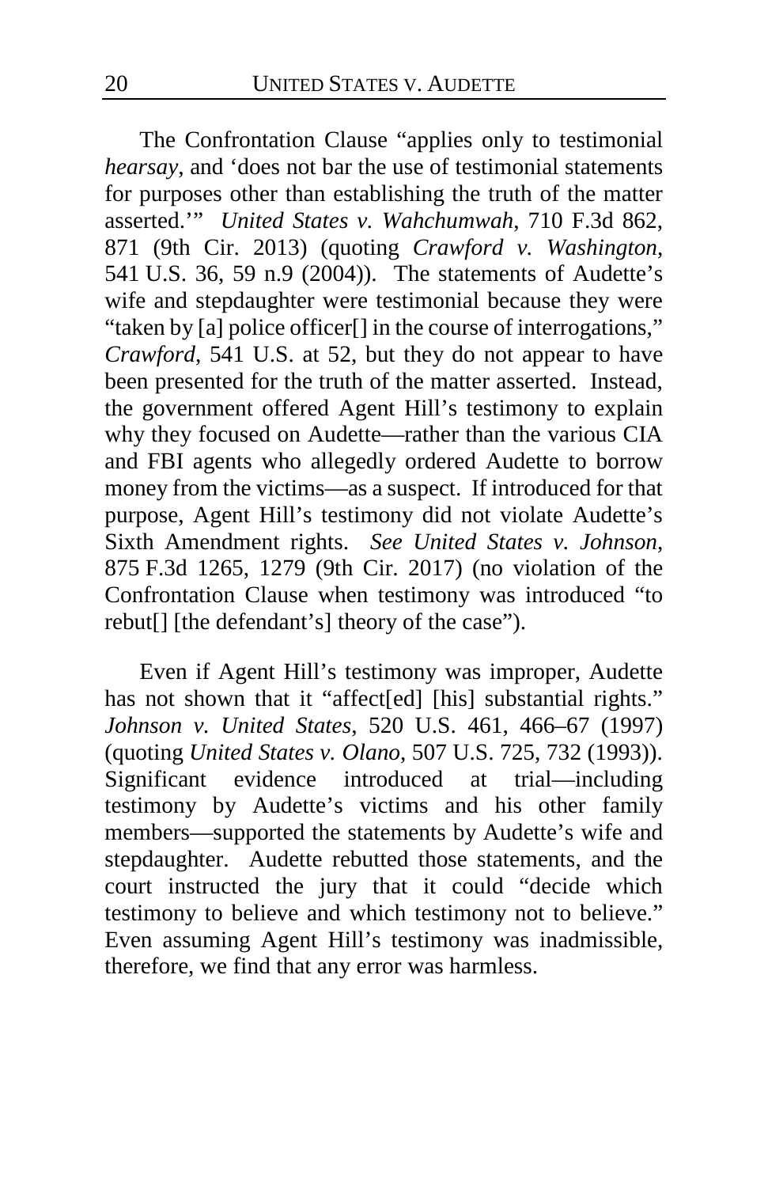The Confrontation Clause "applies only to testimonial *hearsay*, and 'does not bar the use of testimonial statements for purposes other than establishing the truth of the matter asserted.'" *United States v. Wahchumwah*, 710 F.3d 862, 871 (9th Cir. 2013) (quoting *Crawford v. Washington*, 541 U.S. 36, 59 n.9 (2004)). The statements of Audette's wife and stepdaughter were testimonial because they were "taken by [a] police officer[] in the course of interrogations," *Crawford*, 541 U.S. at 52, but they do not appear to have been presented for the truth of the matter asserted. Instead, the government offered Agent Hill's testimony to explain why they focused on Audette—rather than the various CIA and FBI agents who allegedly ordered Audette to borrow money from the victims—as a suspect. If introduced for that purpose, Agent Hill's testimony did not violate Audette's Sixth Amendment rights. *See United States v. Johnson*, 875 F.3d 1265, 1279 (9th Cir. 2017) (no violation of the Confrontation Clause when testimony was introduced "to rebut[] [the defendant's] theory of the case").

Even if Agent Hill's testimony was improper, Audette has not shown that it "affect[ed] [his] substantial rights." *Johnson v. United States*, 520 U.S. 461, 466–67 (1997) (quoting *United States v. Olano*, 507 U.S. 725, 732 (1993)). Significant evidence introduced at trial—including testimony by Audette's victims and his other family members—supported the statements by Audette's wife and stepdaughter. Audette rebutted those statements, and the court instructed the jury that it could "decide which testimony to believe and which testimony not to believe." Even assuming Agent Hill's testimony was inadmissible, therefore, we find that any error was harmless.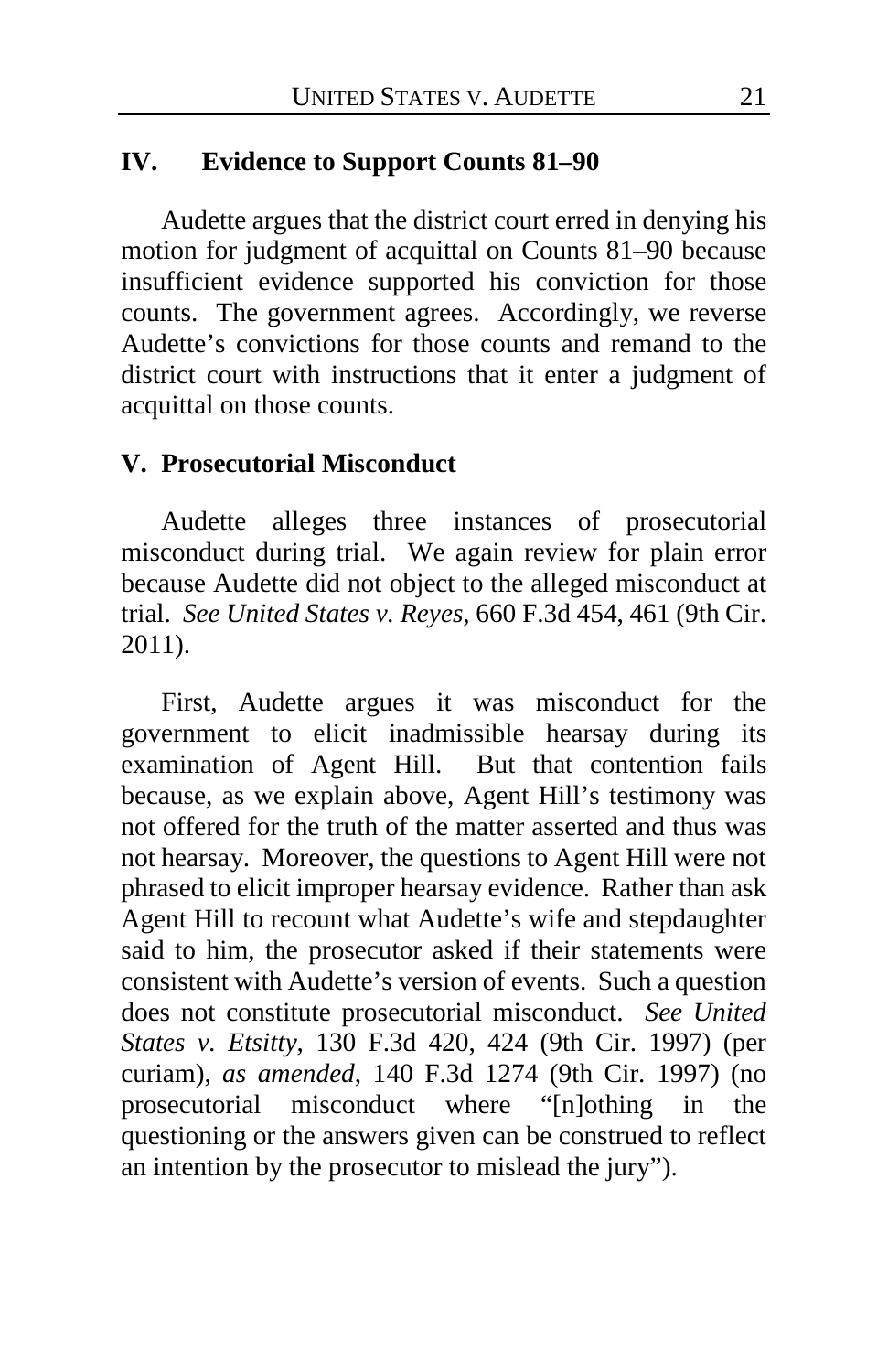## IV. Evidence to Support Counts 81–90

Audette argues that the district court erred in denying his motion for judgment of acquittal on Counts 81–90 because insufficient evidence supported his conviction for those counts. The government agrees. Accordingly, we reverse Audette's convictions for those counts and remand to the district court with instructions that it enter a judgment of acquittal on those counts.

## V. Prosecutorial Misconduct

Audette alleges three instances of prosecutorial misconduct during trial. We again review for plain error because Audette did not object to the alleged misconduct at trial. *See United States v. Reyes*, 660 F.3d 454, 461 (9th Cir. 2011).

First, Audette argues it was misconduct for the government to elicit inadmissible hearsay during its examination of Agent Hill. But that contention fails because, as we explain above, Agent Hill's testimony was not offered for the truth of the matter asserted and thus was not hearsay. Moreover, the questions to Agent Hill were not phrased to elicit improper hearsay evidence. Rather than ask Agent Hill to recount what Audette's wife and stepdaughter said to him, the prosecutor asked if their statements were consistent with Audette's version of events. Such a question does not constitute prosecutorial misconduct. *See United States v. Etsitty*, 130 F.3d 420, 424 (9th Cir. 1997) (per curiam), *as amended*, 140 F.3d 1274 (9th Cir. 1997) (no prosecutorial misconduct where "[n]othing in the questioning or the answers given can be construed to reflect an intention by the prosecutor to mislead the jury").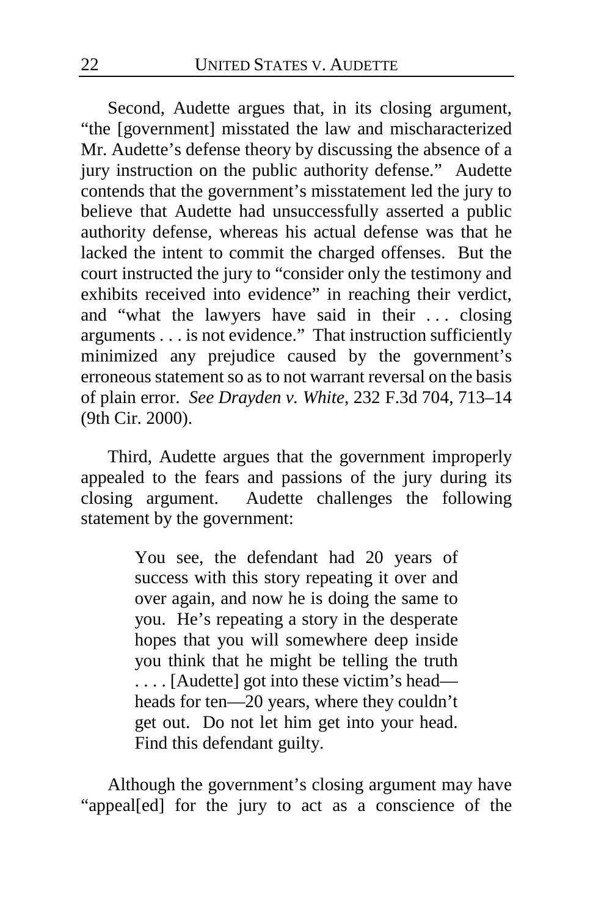Second, Audette argues that, in its closing argument, "the [government] misstated the law and mischaracterized Mr. Audette's defense theory by discussing the absence of a jury instruction on the public authority defense." Audette contends that the government's misstatement led the jury to believe that Audette had unsuccessfully asserted a public authority defense, whereas his actual defense was that he lacked the intent to commit the charged offenses. But the court instructed the jury to "consider only the testimony and exhibits received into evidence" in reaching their verdict, and "what the lawyers have said in their . . . closing arguments . . . is not evidence." That instruction sufficiently minimized any prejudice caused by the government's erroneous statement so as to not warrant reversal on the basis of plain error. *See Drayden v. White*, 232 F.3d 704, 713–14 (9th Cir. 2000).

Third, Audette argues that the government improperly appealed to the fears and passions of the jury during its closing argument. Audette challenges the following statement by the government:

> You see, the defendant had 20 years of success with this story repeating it over and over again, and now he is doing the same to you. He's repeating a story in the desperate hopes that you will somewhere deep inside you think that he might be telling the truth . . . . [Audette] got into these victim's head—heads for ten—20 years, where they couldn't get out. Do not let him get into your head. Find this defendant guilty.

Although the government's closing argument may have "appeal[ed] for the jury to act as a conscience of the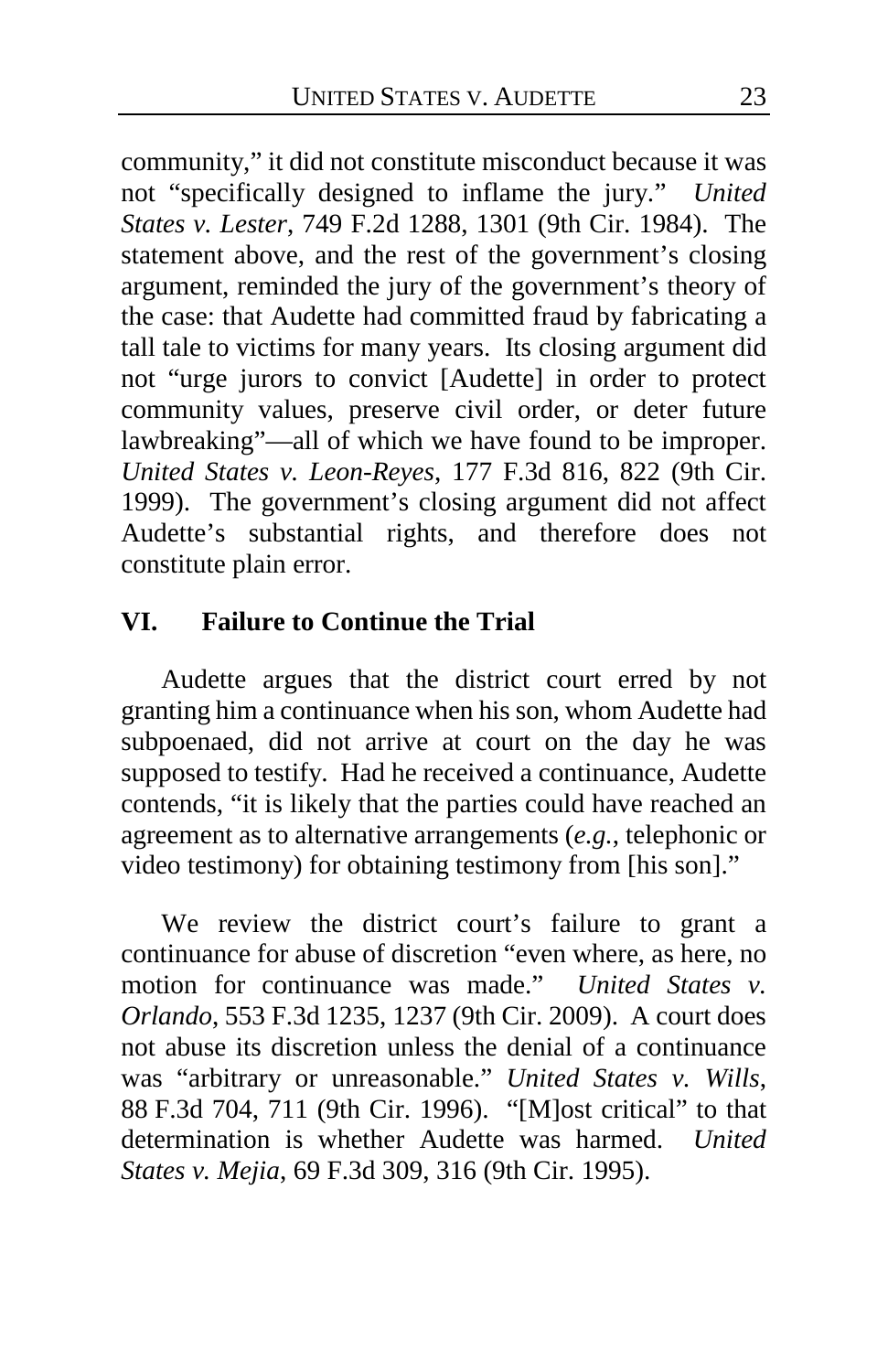community," it did not constitute misconduct because it was not "specifically designed to inflame the jury." *United States v. Lester*, 749 F.2d 1288, 1301 (9th Cir. 1984). The statement above, and the rest of the government's closing argument, reminded the jury of the government's theory of the case: that Audette had committed fraud by fabricating a tall tale to victims for many years. Its closing argument did not "urge jurors to convict [Audette] in order to protect community values, preserve civil order, or deter future lawbreaking"—all of which we have found to be improper. *United States v. Leon-Reyes*, 177 F.3d 816, 822 (9th Cir. 1999). The government's closing argument did not affect Audette's substantial rights, and therefore does not constitute plain error.

## VI. Failure to Continue the Trial

Audette argues that the district court erred by not granting him a continuance when his son, whom Audette had subpoenaed, did not arrive at court on the day he was supposed to testify. Had he received a continuance, Audette contends, "it is likely that the parties could have reached an agreement as to alternative arrangements (*e.g.*, telephonic or video testimony) for obtaining testimony from [his son]."

We review the district court's failure to grant a continuance for abuse of discretion "even where, as here, no motion for continuance was made." *United States v. Orlando*, 553 F.3d 1235, 1237 (9th Cir. 2009). A court does not abuse its discretion unless the denial of a continuance was "arbitrary or unreasonable." *United States v. Wills*, 88 F.3d 704, 711 (9th Cir. 1996). "[M]ost critical" to that determination is whether Audette was harmed. *United States v. Mejia*, 69 F.3d 309, 316 (9th Cir. 1995).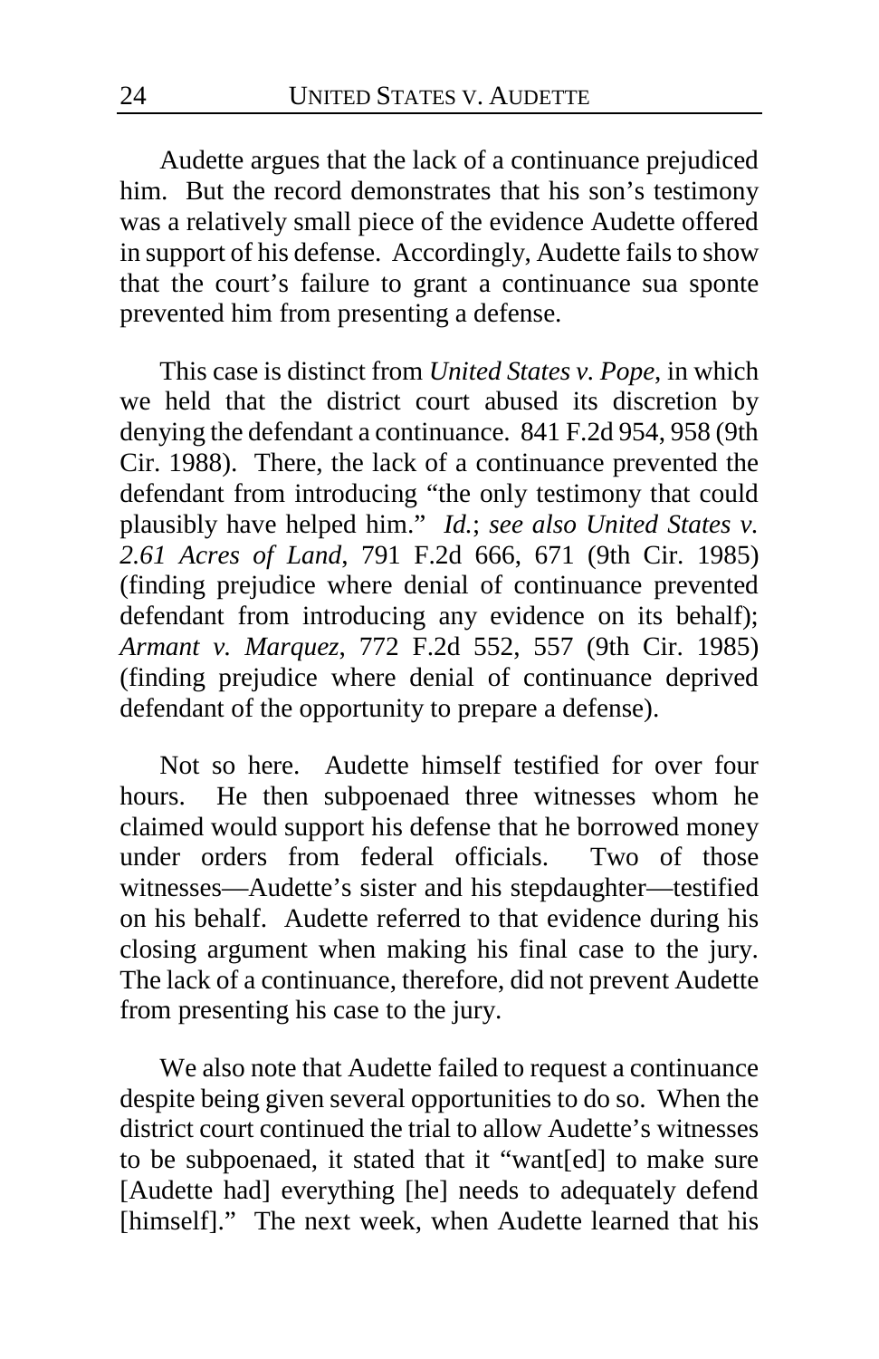Audette argues that the lack of a continuance prejudiced him. But the record demonstrates that his son's testimony was a relatively small piece of the evidence Audette offered in support of his defense. Accordingly, Audette fails to show that the court's failure to grant a continuance sua sponte prevented him from presenting a defense.

This case is distinct from *United States v. Pope*, in which we held that the district court abused its discretion by denying the defendant a continuance. 841 F.2d 954, 958 (9th Cir. 1988). There, the lack of a continuance prevented the defendant from introducing "the only testimony that could plausibly have helped him." *Id.*; *see also United States v. 2.61 Acres of Land*, 791 F.2d 666, 671 (9th Cir. 1985) (finding prejudice where denial of continuance prevented defendant from introducing any evidence on its behalf); *Armant v. Marquez*, 772 F.2d 552, 557 (9th Cir. 1985) (finding prejudice where denial of continuance deprived defendant of the opportunity to prepare a defense).

Not so here. Audette himself testified for over four hours. He then subpoenaed three witnesses whom he claimed would support his defense that he borrowed money under orders from federal officials. Two of those witnesses—Audette's sister and his stepdaughter—testified on his behalf. Audette referred to that evidence during his closing argument when making his final case to the jury. The lack of a continuance, therefore, did not prevent Audette from presenting his case to the jury.

We also note that Audette failed to request a continuance despite being given several opportunities to do so. When the district court continued the trial to allow Audette's witnesses to be subpoenaed, it stated that it "want[ed] to make sure [Audette had] everything [he] needs to adequately defend [himself]." The next week, when Audette learned that his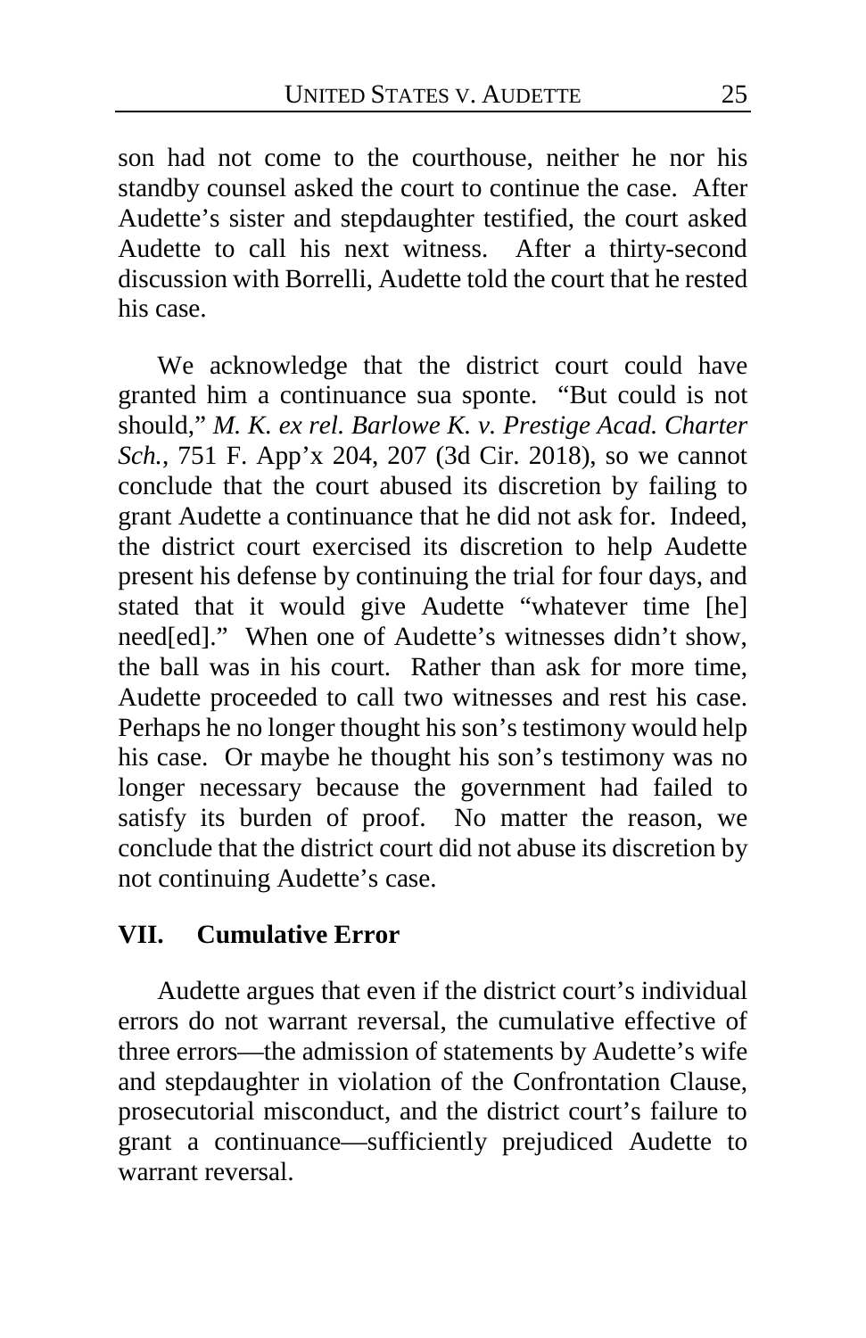son had not come to the courthouse, neither he nor his standby counsel asked the court to continue the case. After Audette's sister and stepdaughter testified, the court asked Audette to call his next witness. After a thirty-second discussion with Borrelli, Audette told the court that he rested his case.

We acknowledge that the district court could have granted him a continuance sua sponte. "But could is not should," *M. K. ex rel. Barlowe K. v. Prestige Acad. Charter Sch.*, 751 F. App'x 204, 207 (3d Cir. 2018), so we cannot conclude that the court abused its discretion by failing to grant Audette a continuance that he did not ask for. Indeed, the district court exercised its discretion to help Audette present his defense by continuing the trial for four days, and stated that it would give Audette "whatever time [he] need[ed]." When one of Audette's witnesses didn't show, the ball was in his court. Rather than ask for more time, Audette proceeded to call two witnesses and rest his case. Perhaps he no longer thought his son's testimony would help his case. Or maybe he thought his son's testimony was no longer necessary because the government had failed to satisfy its burden of proof. No matter the reason, we conclude that the district court did not abuse its discretion by not continuing Audette's case.

## VII. Cumulative Error

Audette argues that even if the district court's individual errors do not warrant reversal, the cumulative effective of three errors—the admission of statements by Audette's wife and stepdaughter in violation of the Confrontation Clause, prosecutorial misconduct, and the district court's failure to grant a continuance—sufficiently prejudiced Audette to warrant reversal.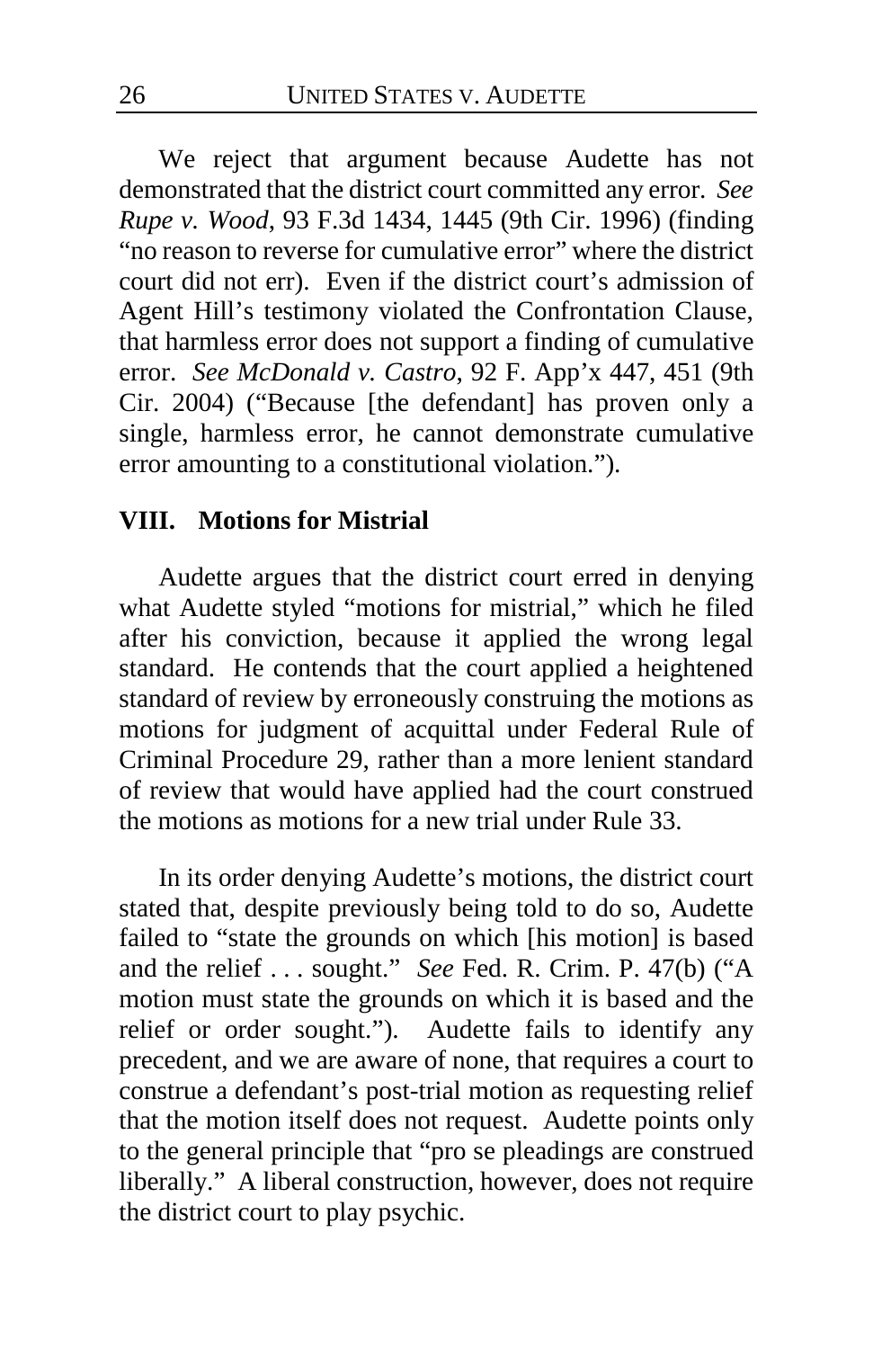We reject that argument because Audette has not demonstrated that the district court committed any error. *See Rupe v. Wood*, 93 F.3d 1434, 1445 (9th Cir. 1996) (finding "no reason to reverse for cumulative error" where the district court did not err). Even if the district court's admission of Agent Hill's testimony violated the Confrontation Clause, that harmless error does not support a finding of cumulative error. *See McDonald v. Castro*, 92 F. App'x 447, 451 (9th Cir. 2004) ("Because [the defendant] has proven only a single, harmless error, he cannot demonstrate cumulative error amounting to a constitutional violation.").

## VIII. Motions for Mistrial

Audette argues that the district court erred in denying what Audette styled "motions for mistrial," which he filed after his conviction, because it applied the wrong legal standard. He contends that the court applied a heightened standard of review by erroneously construing the motions as motions for judgment of acquittal under Federal Rule of Criminal Procedure 29, rather than a more lenient standard of review that would have applied had the court construed the motions as motions for a new trial under Rule 33.

In its order denying Audette's motions, the district court stated that, despite previously being told to do so, Audette failed to "state the grounds on which [his motion] is based and the relief . . . sought." *See* Fed. R. Crim. P. 47(b) ("A motion must state the grounds on which it is based and the relief or order sought."). Audette fails to identify any precedent, and we are aware of none, that requires a court to construe a defendant's post-trial motion as requesting relief that the motion itself does not request. Audette points only to the general principle that "pro se pleadings are construed liberally." A liberal construction, however, does not require the district court to play psychic.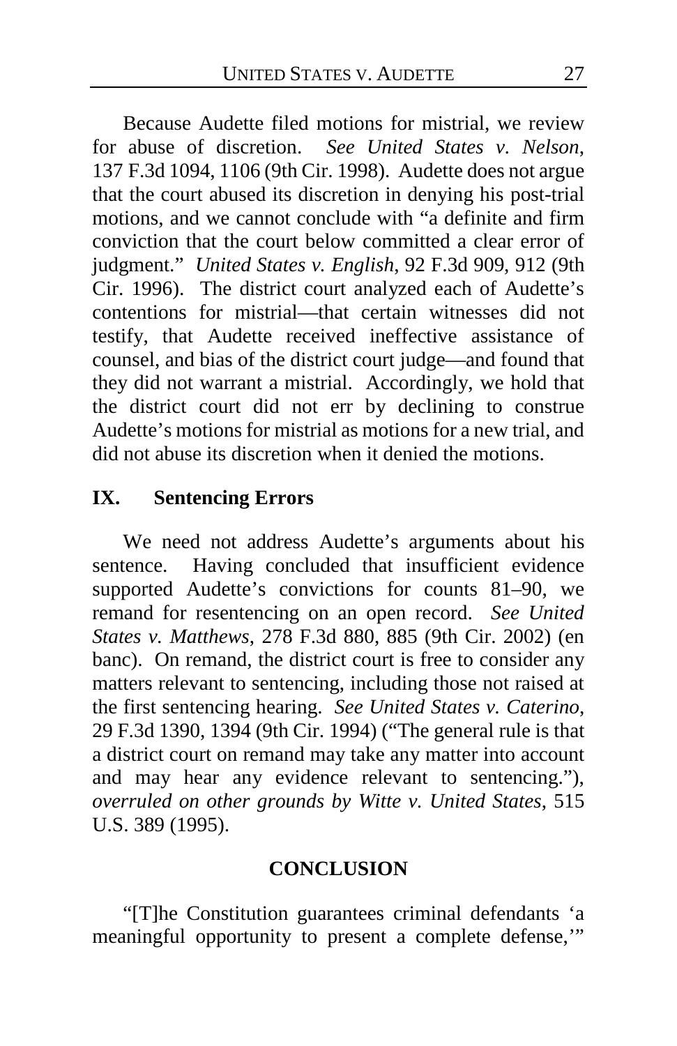Because Audette filed motions for mistrial, we review for abuse of discretion. *See United States v. Nelson*, 137 F.3d 1094, 1106 (9th Cir. 1998). Audette does not argue that the court abused its discretion in denying his post-trial motions, and we cannot conclude with "a definite and firm conviction that the court below committed a clear error of judgment." *United States v. English*, 92 F.3d 909, 912 (9th Cir. 1996). The district court analyzed each of Audette's contentions for mistrial—that certain witnesses did not testify, that Audette received ineffective assistance of counsel, and bias of the district court judge—and found that they did not warrant a mistrial. Accordingly, we hold that the district court did not err by declining to construe Audette's motions for mistrial as motions for a new trial, and did not abuse its discretion when it denied the motions.

## IX. Sentencing Errors

We need not address Audette's arguments about his sentence. Having concluded that insufficient evidence supported Audette's convictions for counts 81–90, we remand for resentencing on an open record. *See United States v. Matthews*, 278 F.3d 880, 885 (9th Cir. 2002) (en banc). On remand, the district court is free to consider any matters relevant to sentencing, including those not raised at the first sentencing hearing. *See United States v. Caterino*, 29 F.3d 1390, 1394 (9th Cir. 1994) ("The general rule is that a district court on remand may take any matter into account and may hear any evidence relevant to sentencing."), *overruled on other grounds by Witte v. United States*, 515 U.S. 389 (1995).

## CONCLUSION

"[T]he Constitution guarantees criminal defendants 'a meaningful opportunity to present a complete defense,'"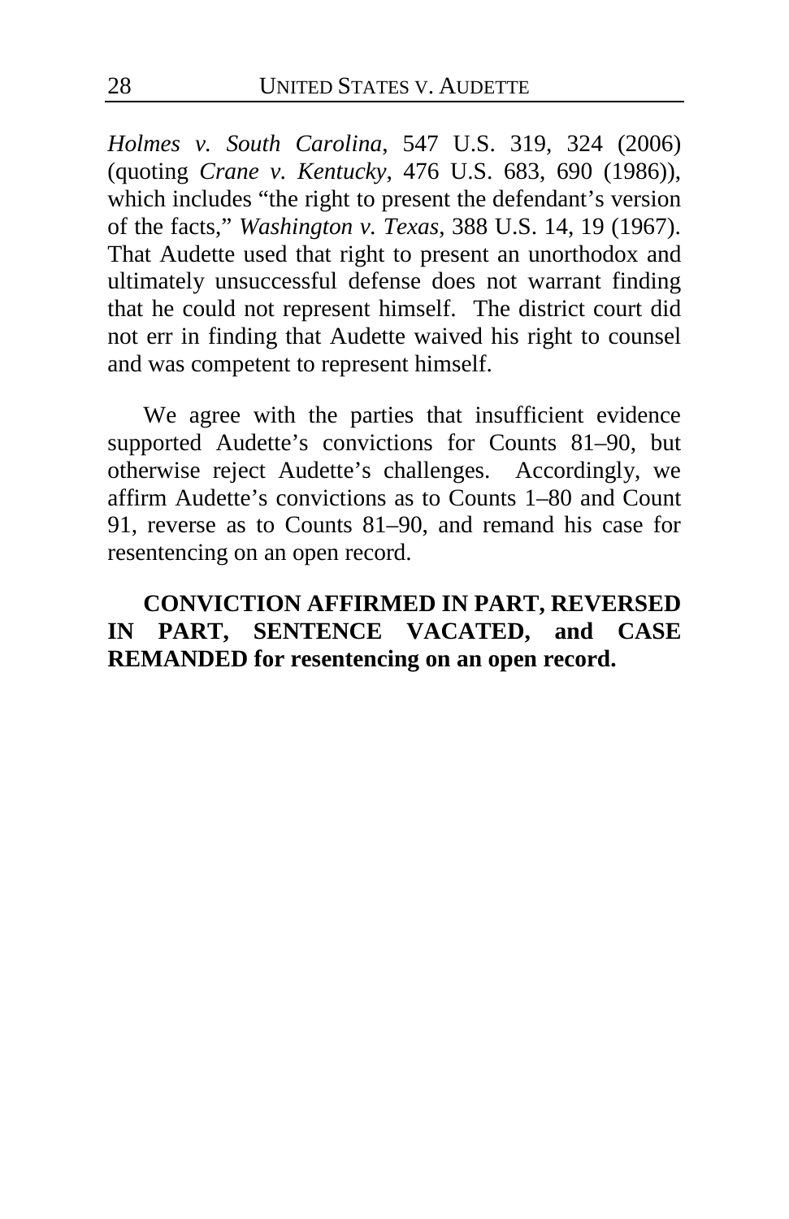*Holmes v. South Carolina*, 547 U.S. 319, 324 (2006) (quoting *Crane v. Kentucky*, 476 U.S. 683, 690 (1986)), which includes "the right to present the defendant's version of the facts," *Washington v. Texas*, 388 U.S. 14, 19 (1967). That Audette used that right to present an unorthodox and ultimately unsuccessful defense does not warrant finding that he could not represent himself. The district court did not err in finding that Audette waived his right to counsel and was competent to represent himself.

We agree with the parties that insufficient evidence supported Audette's convictions for Counts 81–90, but otherwise reject Audette's challenges. Accordingly, we affirm Audette's convictions as to Counts 1–80 and Count 91, reverse as to Counts 81–90, and remand his case for resentencing on an open record.

**CONVICTION AFFIRMED IN PART, REVERSED IN PART, SENTENCE VACATED, and CASE REMANDED for resentencing on an open record.**